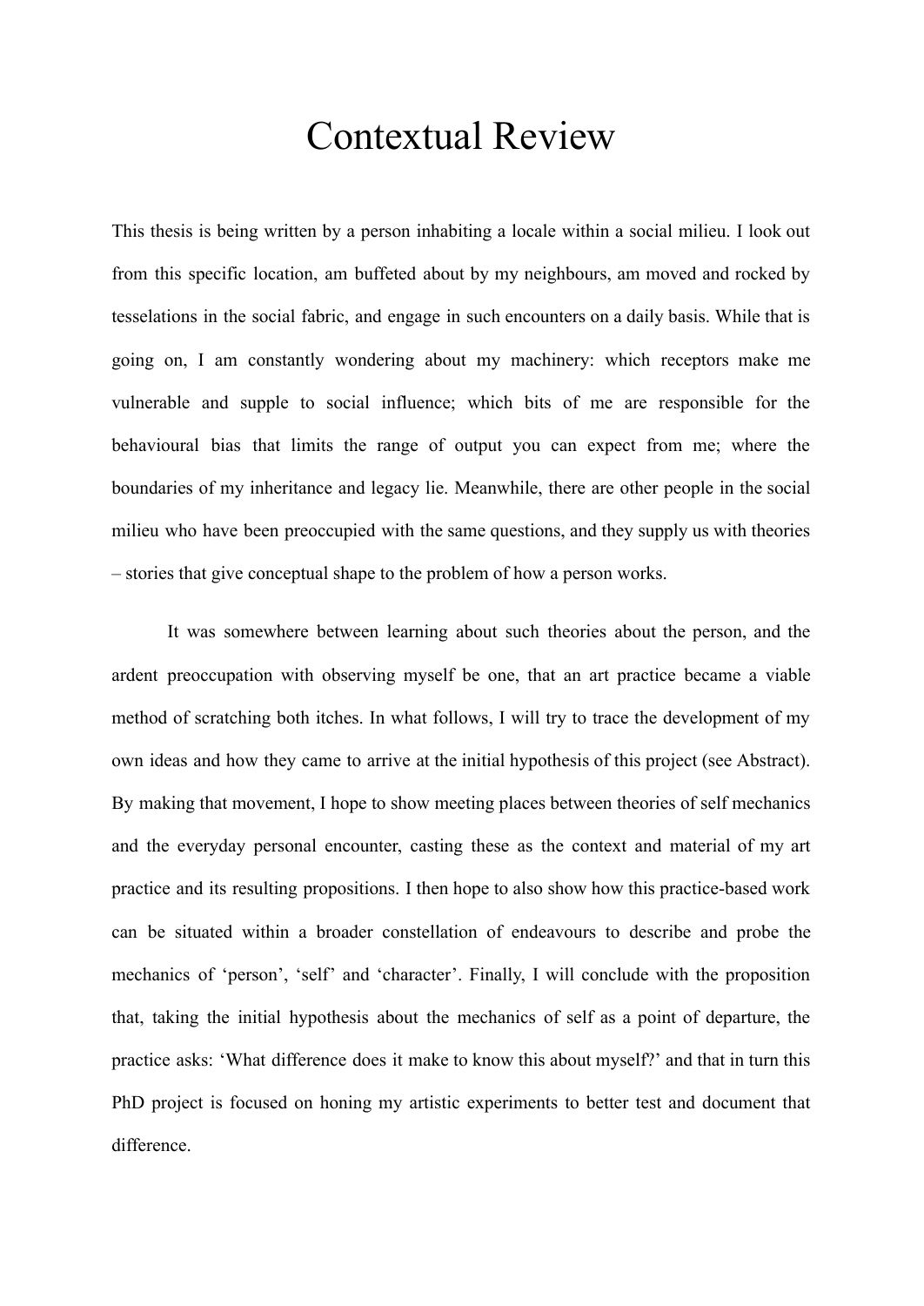# Contextual Review

This thesis is being written by a person inhabiting a locale within a social milieu. I look out from this specific location, am buffeted about by my neighbours, am moved and rocked by tesselations in the social fabric, and engage in such encounters on a daily basis. While that is going on, I am constantly wondering about my machinery: which receptors make me vulnerable and supple to social influence; which bits of me are responsible for the behavioural bias that limits the range of output you can expect from me; where the boundaries of my inheritance and legacy lie. Meanwhile, there are other people in the social milieu who have been preoccupied with the same questions, and they supply us with theories – stories that give conceptual shape to the problem of how a person works.

It was somewhere between learning about such theories about the person, and the ardent preoccupation with observing myself be one, that an art practice became a viable method of scratching both itches. In what follows, I will try to trace the development of my own ideas and how they came to arrive at the initial hypothesis of this project (see Abstract). By making that movement, I hope to show meeting places between theories of self mechanics and the everyday personal encounter, casting these as the context and material of my art practice and its resulting propositions. I then hope to also show how this practice-based work can be situated within a broader constellation of endeavours to describe and probe the mechanics of 'person', 'self' and 'character'. Finally, I will conclude with the proposition that, taking the initial hypothesis about the mechanics of self as a point of departure, the practice asks: 'What difference does it make to know this about myself?' and that in turn this PhD project is focused on honing my artistic experiments to better test and document that difference.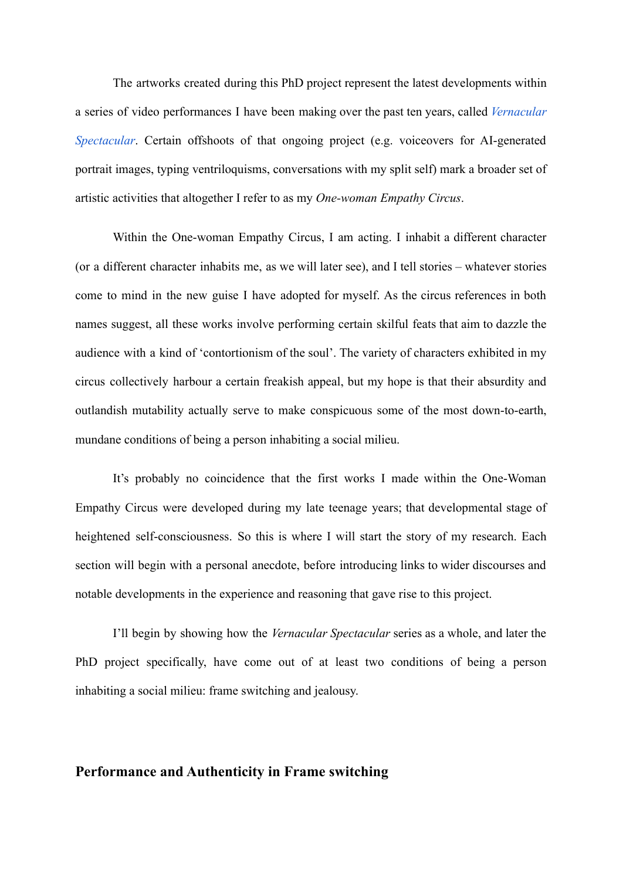The artworks created during this PhD project represent the latest developments within a series of video performances I have been making over the past ten years, called *Vernacular Spectacular*. Certain offshoots of that ongoing project (e.g. voiceovers for AI-generated portrait images, typing ventriloquisms, conversations with my split self) mark a broader set of artistic activities that altogether I refer to as my *One-woman Empathy Circus*.

Within the One-woman Empathy Circus, I am acting. I inhabit a different character (or a different character inhabits me, as we will later see), and I tell stories – whatever stories come to mind in the new guise I have adopted for myself. As the circus references in both names suggest, all these works involve performing certain skilful feats that aim to dazzle the audience with a kind of 'contortionism of the soul'. The variety of characters exhibited in my circus collectively harbour a certain freakish appeal, but my hope is that their absurdity and outlandish mutability actually serve to make conspicuous some of the most down-to-earth, mundane conditions of being a person inhabiting a social milieu.

It's probably no coincidence that the first works I made within the One-Woman Empathy Circus were developed during my late teenage years; that developmental stage of heightened self-consciousness. So this is where I will start the story of my research. Each section will begin with a personal anecdote, before introducing links to wider discourses and notable developments in the experience and reasoning that gave rise to this project.

I'll begin by showing how the *Vernacular Spectacular* series as a whole, and later the PhD project specifically, have come out of at least two conditions of being a person inhabiting a social milieu: frame switching and jealousy.

## Performance and Authenticity in Frame switching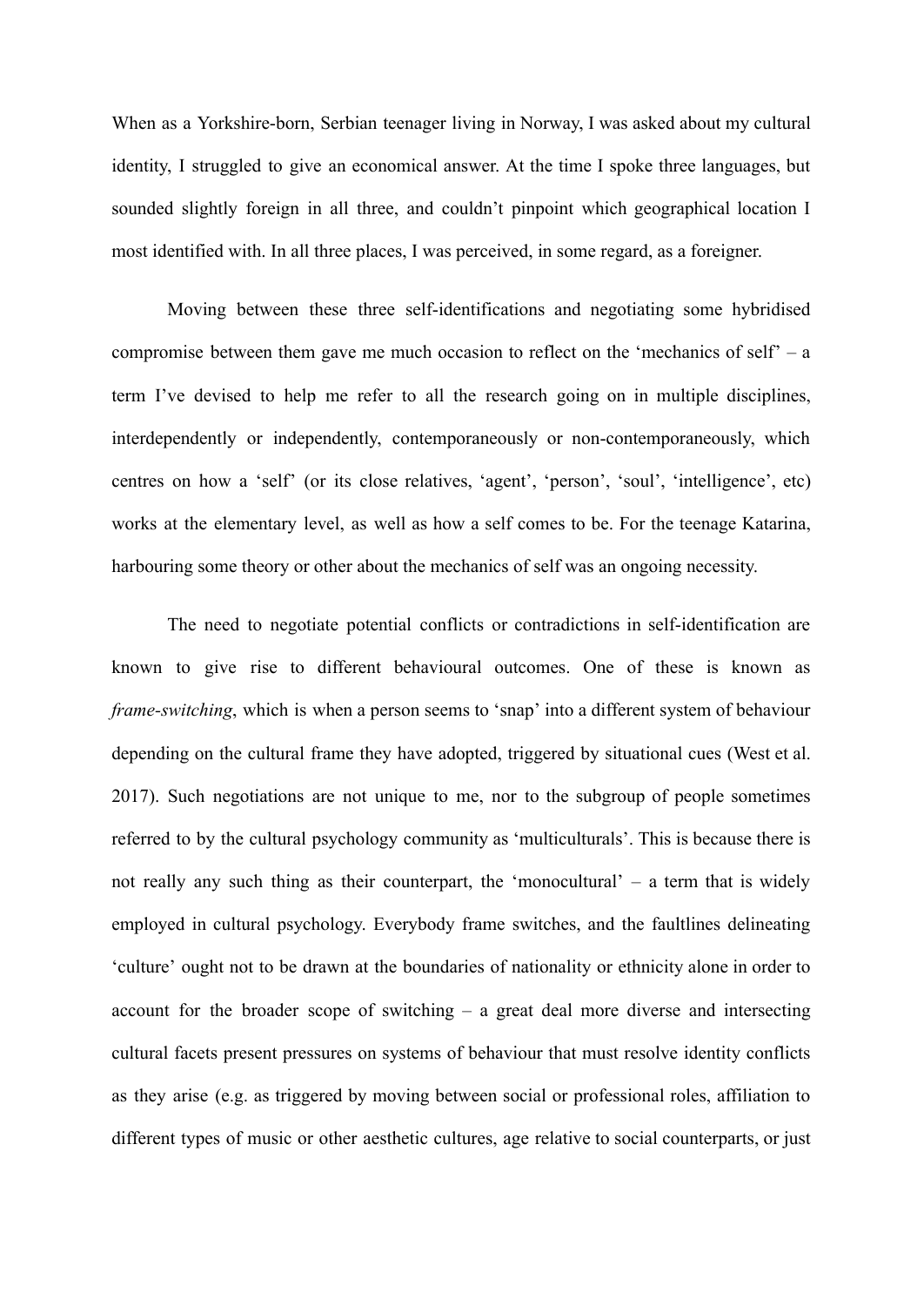When as a Yorkshire-born, Serbian teenager living in Norway, I was asked about my cultural identity, I struggled to give an economical answer. At the time I spoke three languages, but sounded slightly foreign in all three, and couldn't pinpoint which geographical location I most identified with. In all three places, I was perceived, in some regard, as a foreigner.

Moving between these three self-identifications and negotiating some hybridised compromise between them gave me much occasion to reflect on the 'mechanics of self' – a term I've devised to help me refer to all the research going on in multiple disciplines, interdependently or independently, contemporaneously or non-contemporaneously, which centres on how a 'self' (or its close relatives, 'agent', 'person', 'soul', 'intelligence', etc) works at the elementary level, as well as how a self comes to be. For the teenage Katarina, harbouring some theory or other about the mechanics of self was an ongoing necessity.

The need to negotiate potential conflicts or contradictions in self-identification are known to give rise to different behavioural outcomes. One of these is known as *frame-switching*, which is when a person seems to 'snap' into a different system of behaviour depending on the cultural frame they have adopted, triggered by situational cues (West et al. 2017). Such negotiations are not unique to me, nor to the subgroup of people sometimes referred to by the cultural psychology community as 'multiculturals'. This is because there is not really any such thing as their counterpart, the 'monocultural' – a term that is widely employed in cultural psychology. Everybody frame switches, and the faultlines delineating 'culture' ought not to be drawn at the boundaries of nationality or ethnicity alone in order to account for the broader scope of switching – a great deal more diverse and intersecting cultural facets present pressures on systems of behaviour that must resolve identity conflicts as they arise (e.g. as triggered by moving between social or professional roles, affiliation to different types of music or other aesthetic cultures, age relative to social counterparts, or just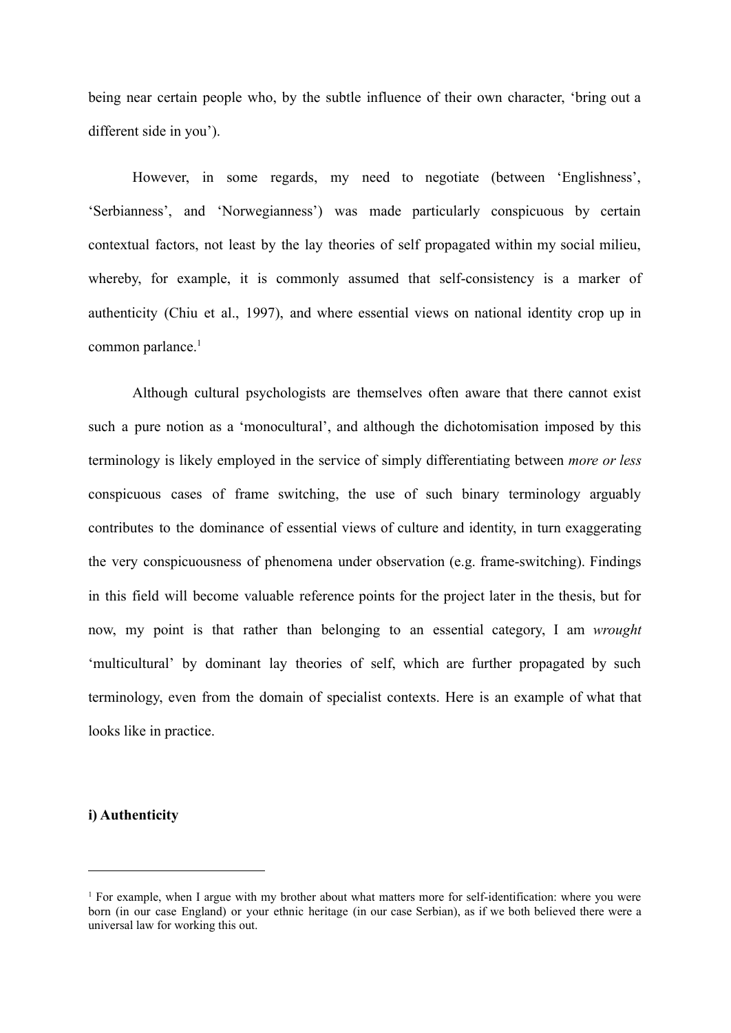being near certain people who, by the subtle influence of their own character, 'bring out a different side in you').

However, in some regards, my need to negotiate (between 'Englishness', 'Serbianness', and 'Norwegianness') was made particularly conspicuous by certain contextual factors, not least by the lay theories of self propagated within my social milieu, whereby, for example, it is commonly assumed that self-consistency is a marker of authenticity (Chiu et al., 1997), and where essential views on national identity crop up in common parlance.[1]

Although cultural psychologists are themselves often aware that there cannot exist such a pure notion as a 'monocultural', and although the dichotomisation imposed by this terminology is likely employed in the service of simply differentiating between *more or less* conspicuous cases of frame switching, the use of such binary terminology arguably contributes to the dominance of essential views of culture and identity, in turn exaggerating the very conspicuousness of phenomena under observation (e.g. frame-switching). Findings in this field will become valuable reference points for the project later in the thesis, but for now, my point is that rather than belonging to an essential category, I am *wrought* 'multicultural' by dominant lay theories of self, which are further propagated by such terminology, even from the domain of specialist contexts. Here is an example of what that looks like in practice.

**i) Authenticity**

---

[1] For example, when I argue with my brother about what matters more for self-identification: where you were born (in our case England) or your ethnic heritage (in our case Serbian), as if we both believed there were a universal law for working this out.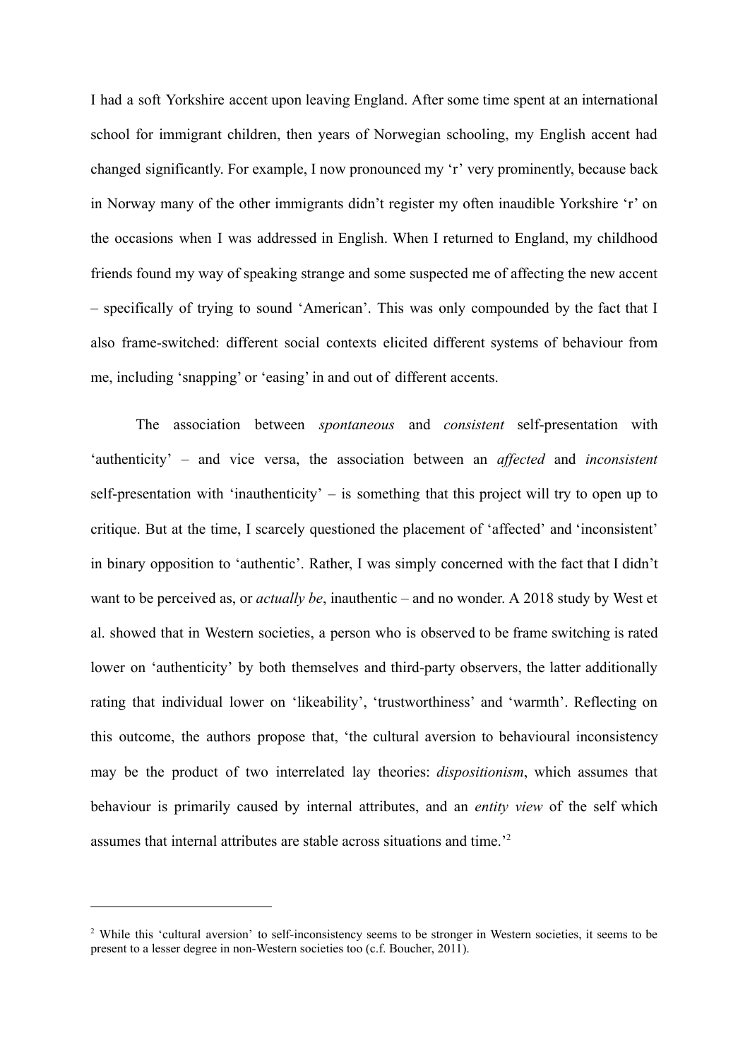I had a soft Yorkshire accent upon leaving England. After some time spent at an international school for immigrant children, then years of Norwegian schooling, my English accent had changed significantly. For example, I now pronounced my 'r' very prominently, because back in Norway many of the other immigrants didn't register my often inaudible Yorkshire 'r' on the occasions when I was addressed in English. When I returned to England, my childhood friends found my way of speaking strange and some suspected me of affecting the new accent – specifically of trying to sound 'American'. This was only compounded by the fact that I also frame-switched: different social contexts elicited different systems of behaviour from me, including 'snapping' or 'easing' in and out of different accents.

The association between *spontaneous* and *consistent* self-presentation with 'authenticity' – and vice versa, the association between an *affected* and *inconsistent* self-presentation with 'inauthenticity' – is something that this project will try to open up to critique. But at the time, I scarcely questioned the placement of 'affected' and 'inconsistent' in binary opposition to 'authentic'. Rather, I was simply concerned with the fact that I didn't want to be perceived as, or *actually be*, inauthentic – and no wonder. A 2018 study by West et al. showed that in Western societies, a person who is observed to be frame switching is rated lower on 'authenticity' by both themselves and third-party observers, the latter additionally rating that individual lower on 'likeability', 'trustworthiness' and 'warmth'. Reflecting on this outcome, the authors propose that, 'the cultural aversion to behavioural inconsistency may be the product of two interrelated lay theories: *dispositionism*, which assumes that behaviour is primarily caused by internal attributes, and an *entity view* of the self which assumes that internal attributes are stable across situations and time.'[2]

---

[2] While this 'cultural aversion' to self-inconsistency seems to be stronger in Western societies, it seems to be present to a lesser degree in non-Western societies too (c.f. Boucher, 2011).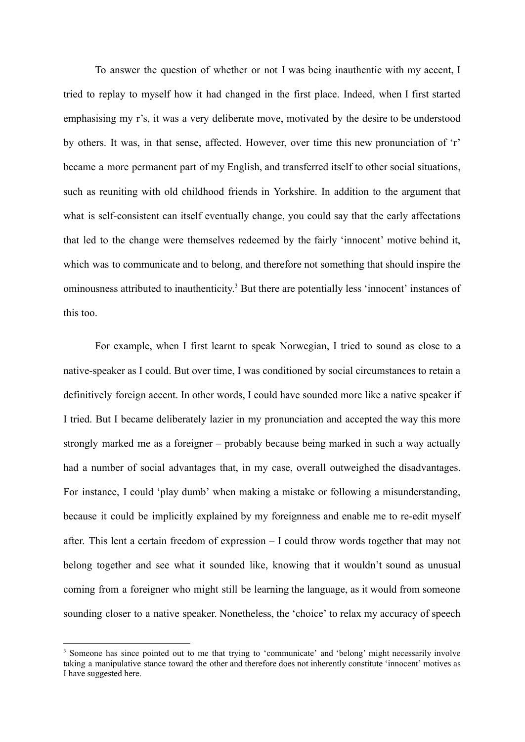To answer the question of whether or not I was being inauthentic with my accent, I tried to replay to myself how it had changed in the first place. Indeed, when I first started emphasising my r's, it was a very deliberate move, motivated by the desire to be understood by others. It was, in that sense, affected. However, over time this new pronunciation of 'r' became a more permanent part of my English, and transferred itself to other social situations, such as reuniting with old childhood friends in Yorkshire. In addition to the argument that what is self-consistent can itself eventually change, you could say that the early affectations that led to the change were themselves redeemed by the fairly 'innocent' motive behind it, which was to communicate and to belong, and therefore not something that should inspire the ominousness attributed to inauthenticity.[3] But there are potentially less 'innocent' instances of this too.

For example, when I first learnt to speak Norwegian, I tried to sound as close to a native-speaker as I could. But over time, I was conditioned by social circumstances to retain a definitively foreign accent. In other words, I could have sounded more like a native speaker if I tried. But I became deliberately lazier in my pronunciation and accepted the way this more strongly marked me as a foreigner – probably because being marked in such a way actually had a number of social advantages that, in my case, overall outweighed the disadvantages. For instance, I could 'play dumb' when making a mistake or following a misunderstanding, because it could be implicitly explained by my foreignness and enable me to re-edit myself after. This lent a certain freedom of expression – I could throw words together that may not belong together and see what it sounded like, knowing that it wouldn't sound as unusual coming from a foreigner who might still be learning the language, as it would from someone sounding closer to a native speaker. Nonetheless, the 'choice' to relax my accuracy of speech

---

[3] Someone has since pointed out to me that trying to 'communicate' and 'belong' might necessarily involve taking a manipulative stance toward the other and therefore does not inherently constitute 'innocent' motives as I have suggested here.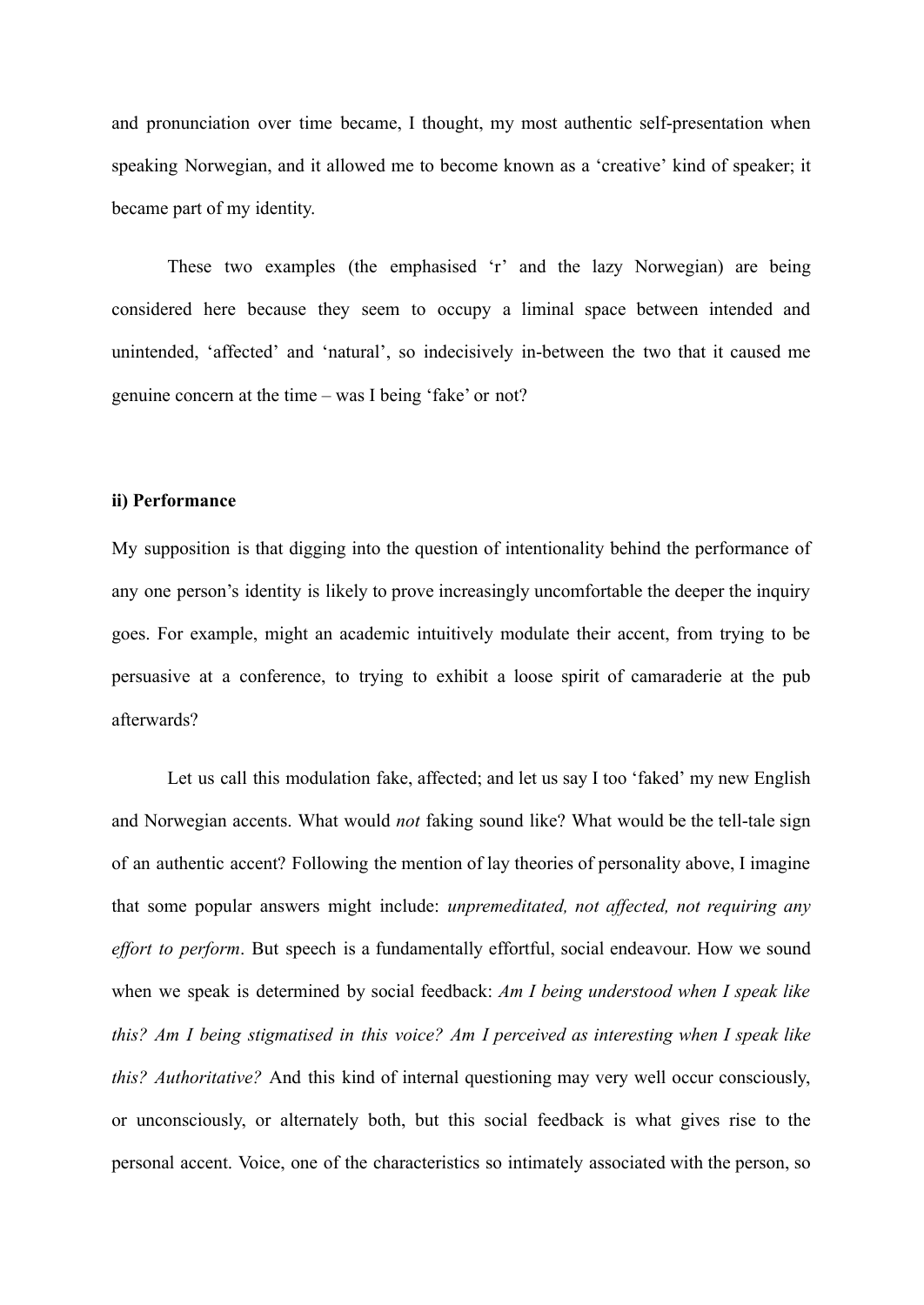and pronunciation over time became, I thought, my most authentic self-presentation when speaking Norwegian, and it allowed me to become known as a 'creative' kind of speaker; it became part of my identity.

These two examples (the emphasised 'r' and the lazy Norwegian) are being considered here because they seem to occupy a liminal space between intended and unintended, 'affected' and 'natural', so indecisively in-between the two that it caused me genuine concern at the time – was I being 'fake' or not?

**ii) Performance**

My supposition is that digging into the question of intentionality behind the performance of any one person's identity is likely to prove increasingly uncomfortable the deeper the inquiry goes. For example, might an academic intuitively modulate their accent, from trying to be persuasive at a conference, to trying to exhibit a loose spirit of camaraderie at the pub afterwards?

Let us call this modulation fake, affected; and let us say I too 'faked' my new English and Norwegian accents. What would *not* faking sound like? What would be the tell-tale sign of an authentic accent? Following the mention of lay theories of personality above, I imagine that some popular answers might include: *unpremeditated, not affected, not requiring any effort to perform*. But speech is a fundamentally effortful, social endeavour. How we sound when we speak is determined by social feedback: *Am I being understood when I speak like this? Am I being stigmatised in this voice? Am I perceived as interesting when I speak like this? Authoritative?* And this kind of internal questioning may very well occur consciously, or unconsciously, or alternately both, but this social feedback is what gives rise to the personal accent. Voice, one of the characteristics so intimately associated with the person, so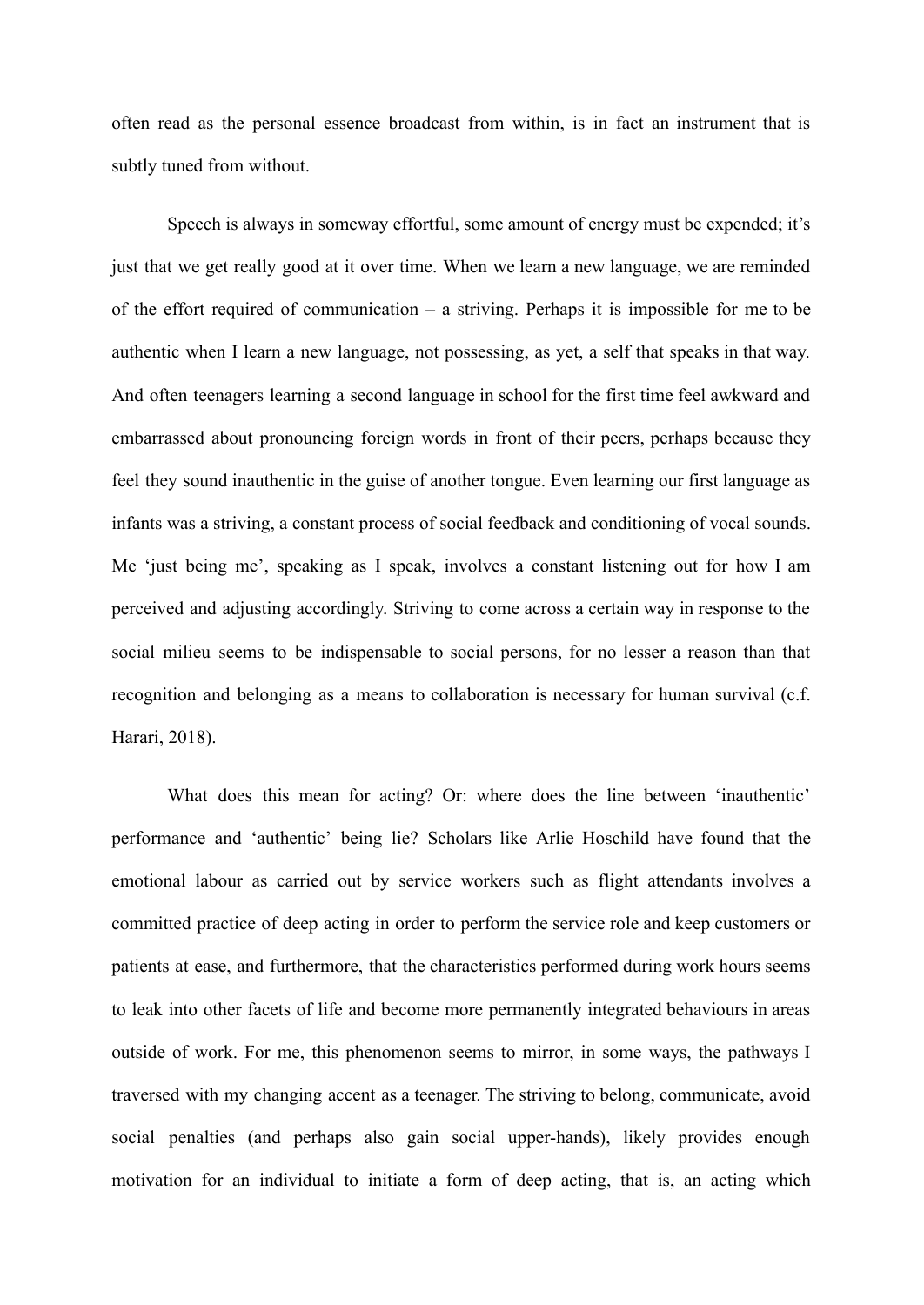often read as the personal essence broadcast from within, is in fact an instrument that is subtly tuned from without.

Speech is always in someway effortful, some amount of energy must be expended; it's just that we get really good at it over time. When we learn a new language, we are reminded of the effort required of communication – a striving. Perhaps it is impossible for me to be authentic when I learn a new language, not possessing, as yet, a self that speaks in that way. And often teenagers learning a second language in school for the first time feel awkward and embarrassed about pronouncing foreign words in front of their peers, perhaps because they feel they sound inauthentic in the guise of another tongue. Even learning our first language as infants was a striving, a constant process of social feedback and conditioning of vocal sounds. Me 'just being me', speaking as I speak, involves a constant listening out for how I am perceived and adjusting accordingly. Striving to come across a certain way in response to the social milieu seems to be indispensable to social persons, for no lesser a reason than that recognition and belonging as a means to collaboration is necessary for human survival (c.f. Harari, 2018).

What does this mean for acting? Or: where does the line between 'inauthentic' performance and 'authentic' being lie? Scholars like Arlie Hoschild have found that the emotional labour as carried out by service workers such as flight attendants involves a committed practice of deep acting in order to perform the service role and keep customers or patients at ease, and furthermore, that the characteristics performed during work hours seems to leak into other facets of life and become more permanently integrated behaviours in areas outside of work. For me, this phenomenon seems to mirror, in some ways, the pathways I traversed with my changing accent as a teenager. The striving to belong, communicate, avoid social penalties (and perhaps also gain social upper-hands), likely provides enough motivation for an individual to initiate a form of deep acting, that is, an acting which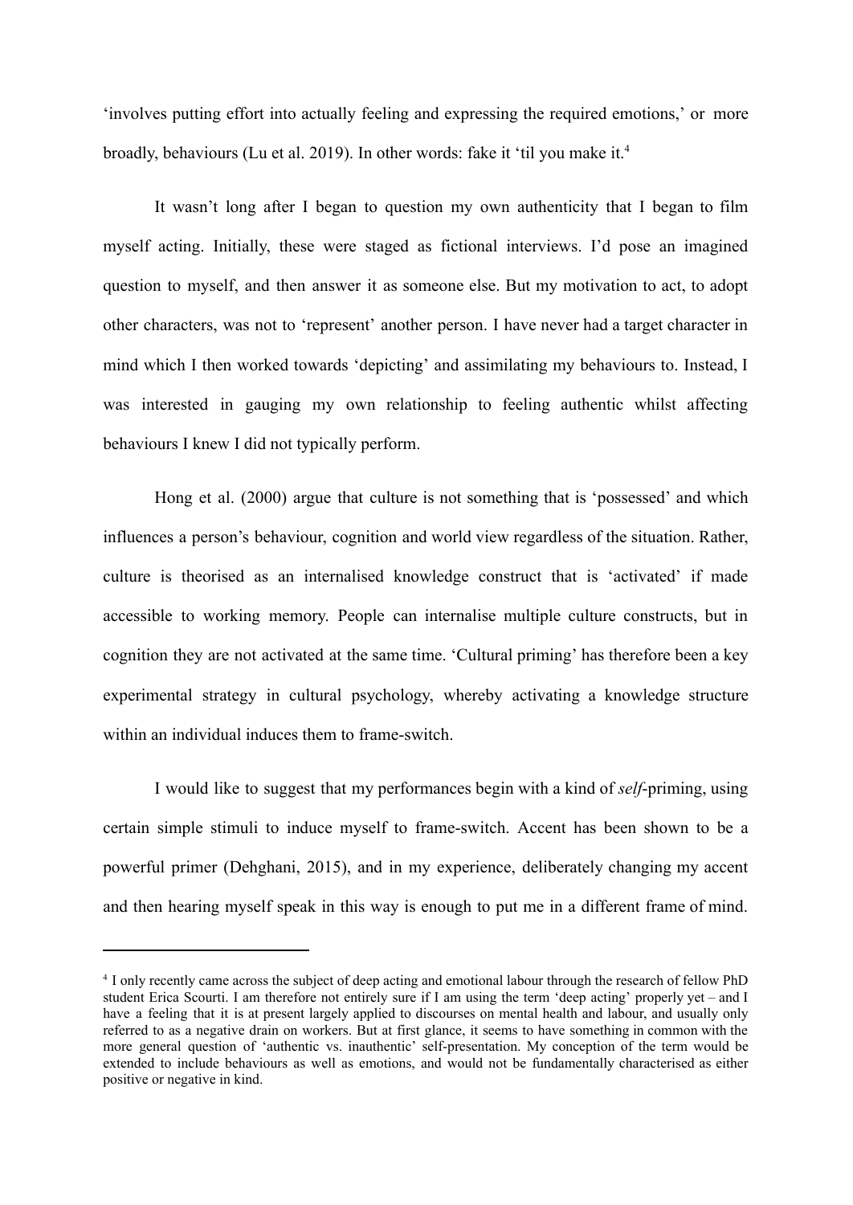'involves putting effort into actually feeling and expressing the required emotions,' or more broadly, behaviours (Lu et al. 2019). In other words: fake it 'til you make it.[4]

It wasn't long after I began to question my own authenticity that I began to film myself acting. Initially, these were staged as fictional interviews. I'd pose an imagined question to myself, and then answer it as someone else. But my motivation to act, to adopt other characters, was not to 'represent' another person. I have never had a target character in mind which I then worked towards 'depicting' and assimilating my behaviours to. Instead, I was interested in gauging my own relationship to feeling authentic whilst affecting behaviours I knew I did not typically perform.

Hong et al. (2000) argue that culture is not something that is 'possessed' and which influences a person's behaviour, cognition and world view regardless of the situation. Rather, culture is theorised as an internalised knowledge construct that is 'activated' if made accessible to working memory. People can internalise multiple culture constructs, but in cognition they are not activated at the same time. 'Cultural priming' has therefore been a key experimental strategy in cultural psychology, whereby activating a knowledge structure within an individual induces them to frame-switch.

I would like to suggest that my performances begin with a kind of *self*-priming, using certain simple stimuli to induce myself to frame-switch. Accent has been shown to be a powerful primer (Dehghani, 2015), and in my experience, deliberately changing my accent and then hearing myself speak in this way is enough to put me in a different frame of mind.

---

[4] I only recently came across the subject of deep acting and emotional labour through the research of fellow PhD student Erica Scourti. I am therefore not entirely sure if I am using the term 'deep acting' properly yet – and I have a feeling that it is at present largely applied to discourses on mental health and labour, and usually only referred to as a negative drain on workers. But at first glance, it seems to have something in common with the more general question of 'authentic vs. inauthentic' self-presentation. My conception of the term would be extended to include behaviours as well as emotions, and would not be fundamentally characterised as either positive or negative in kind.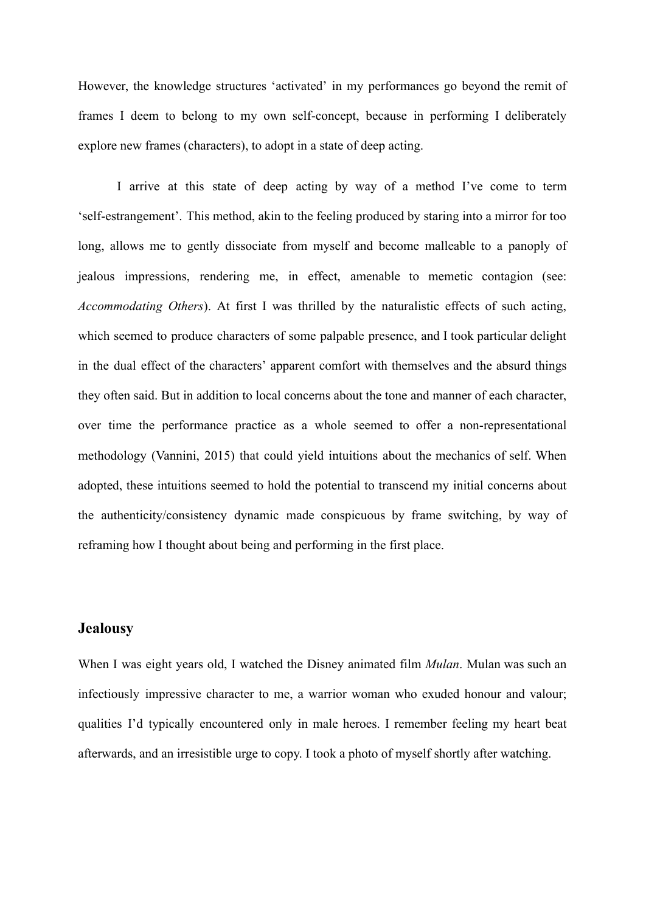However, the knowledge structures 'activated' in my performances go beyond the remit of frames I deem to belong to my own self-concept, because in performing I deliberately explore new frames (characters), to adopt in a state of deep acting.

I arrive at this state of deep acting by way of a method I've come to term 'self-estrangement'. This method, akin to the feeling produced by staring into a mirror for too long, allows me to gently dissociate from myself and become malleable to a panoply of jealous impressions, rendering me, in effect, amenable to memetic contagion (see: *Accommodating Others*). At first I was thrilled by the naturalistic effects of such acting, which seemed to produce characters of some palpable presence, and I took particular delight in the dual effect of the characters' apparent comfort with themselves and the absurd things they often said. But in addition to local concerns about the tone and manner of each character, over time the performance practice as a whole seemed to offer a non-representational methodology (Vannini, 2015) that could yield intuitions about the mechanics of self. When adopted, these intuitions seemed to hold the potential to transcend my initial concerns about the authenticity/consistency dynamic made conspicuous by frame switching, by way of reframing how I thought about being and performing in the first place.

## Jealousy

When I was eight years old, I watched the Disney animated film *Mulan*. Mulan was such an infectiously impressive character to me, a warrior woman who exuded honour and valour; qualities I'd typically encountered only in male heroes. I remember feeling my heart beat afterwards, and an irresistible urge to copy. I took a photo of myself shortly after watching.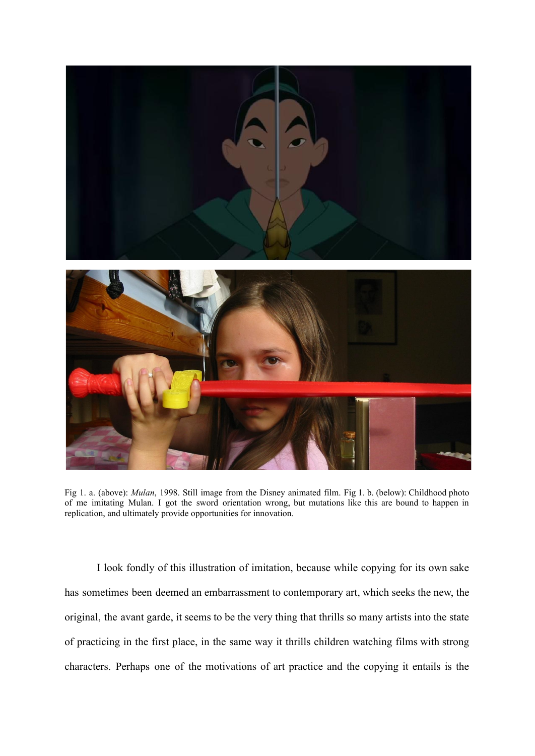Fig 1. a. (above): *Mulan*, 1998. Still image from the Disney animated film. Fig 1. b. (below): Childhood photo of me imitating Mulan. I got the sword orientation wrong, but mutations like this are bound to happen in replication, and ultimately provide opportunities for innovation.

I look fondly of this illustration of imitation, because while copying for its own sake has sometimes been deemed an embarrassment to contemporary art, which seeks the new, the original, the avant garde, it seems to be the very thing that thrills so many artists into the state of practicing in the first place, in the same way it thrills children watching films with strong characters. Perhaps one of the motivations of art practice and the copying it entails is the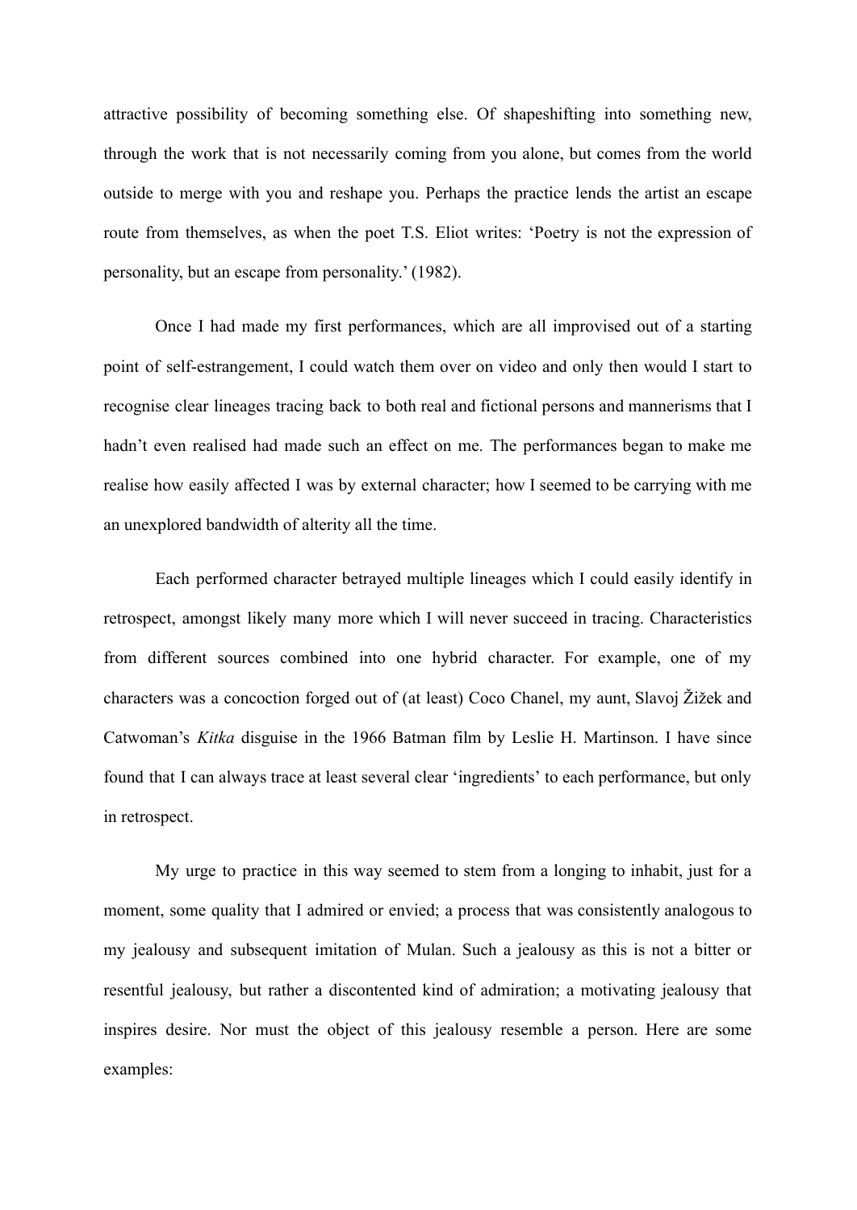attractive possibility of becoming something else. Of shapeshifting into something new, through the work that is not necessarily coming from you alone, but comes from the world outside to merge with you and reshape you. Perhaps the practice lends the artist an escape route from themselves, as when the poet T.S. Eliot writes: 'Poetry is not the expression of personality, but an escape from personality.' (1982).

Once I had made my first performances, which are all improvised out of a starting point of self-estrangement, I could watch them over on video and only then would I start to recognise clear lineages tracing back to both real and fictional persons and mannerisms that I hadn't even realised had made such an effect on me. The performances began to make me realise how easily affected I was by external character; how I seemed to be carrying with me an unexplored bandwidth of alterity all the time.

Each performed character betrayed multiple lineages which I could easily identify in retrospect, amongst likely many more which I will never succeed in tracing. Characteristics from different sources combined into one hybrid character. For example, one of my characters was a concoction forged out of (at least) Coco Chanel, my aunt, Slavoj Žižek and Catwoman's *Kitka* disguise in the 1966 Batman film by Leslie H. Martinson. I have since found that I can always trace at least several clear 'ingredients' to each performance, but only in retrospect.

My urge to practice in this way seemed to stem from a longing to inhabit, just for a moment, some quality that I admired or envied; a process that was consistently analogous to my jealousy and subsequent imitation of Mulan. Such a jealousy as this is not a bitter or resentful jealousy, but rather a discontented kind of admiration; a motivating jealousy that inspires desire. Nor must the object of this jealousy resemble a person. Here are some examples: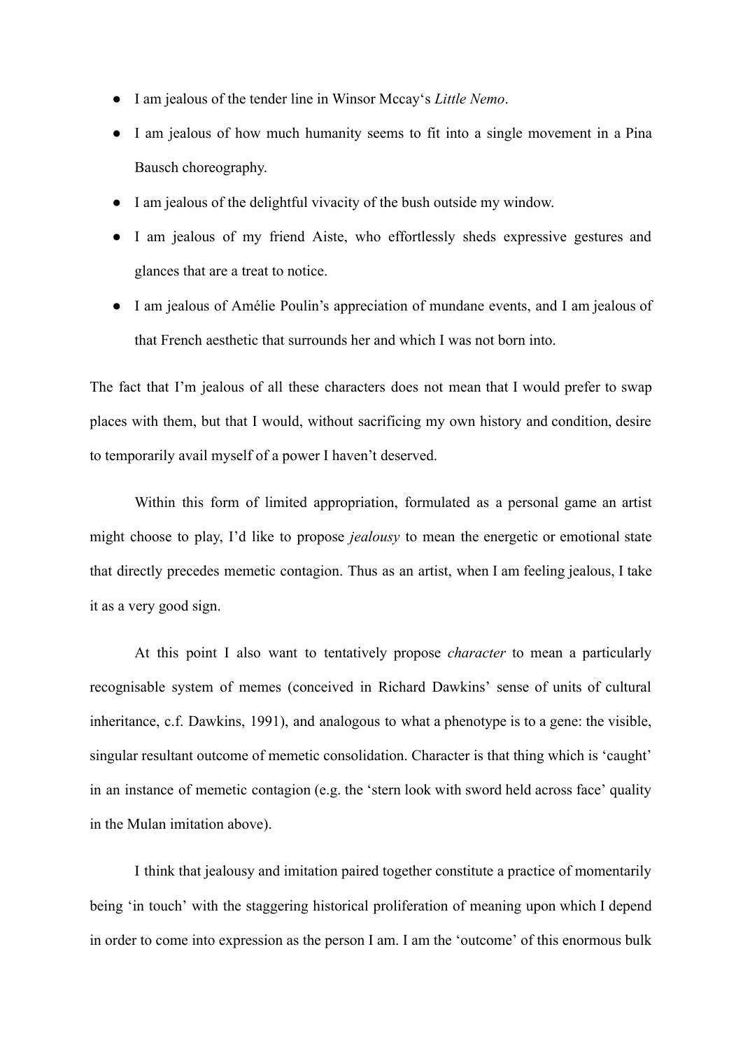- I am jealous of the tender line in Winsor Mccay‘s *Little Nemo*.
- I am jealous of how much humanity seems to fit into a single movement in a Pina Bausch choreography.
- I am jealous of the delightful vivacity of the bush outside my window.
- I am jealous of my friend Aiste, who effortlessly sheds expressive gestures and glances that are a treat to notice.
- I am jealous of Amélie Poulin’s appreciation of mundane events, and I am jealous of that French aesthetic that surrounds her and which I was not born into.

The fact that I’m jealous of all these characters does not mean that I would prefer to swap places with them, but that I would, without sacrificing my own history and condition, desire to temporarily avail myself of a power I haven’t deserved.

Within this form of limited appropriation, formulated as a personal game an artist might choose to play, I’d like to propose *jealousy* to mean the energetic or emotional state that directly precedes memetic contagion. Thus as an artist, when I am feeling jealous, I take it as a very good sign.

At this point I also want to tentatively propose *character* to mean a particularly recognisable system of memes (conceived in Richard Dawkins’ sense of units of cultural inheritance, c.f. Dawkins, 1991), and analogous to what a phenotype is to a gene: the visible, singular resultant outcome of memetic consolidation. Character is that thing which is ‘caught’ in an instance of memetic contagion (e.g. the ‘stern look with sword held across face’ quality in the Mulan imitation above).

I think that jealousy and imitation paired together constitute a practice of momentarily being ‘in touch’ with the staggering historical proliferation of meaning upon which I depend in order to come into expression as the person I am. I am the ‘outcome’ of this enormous bulk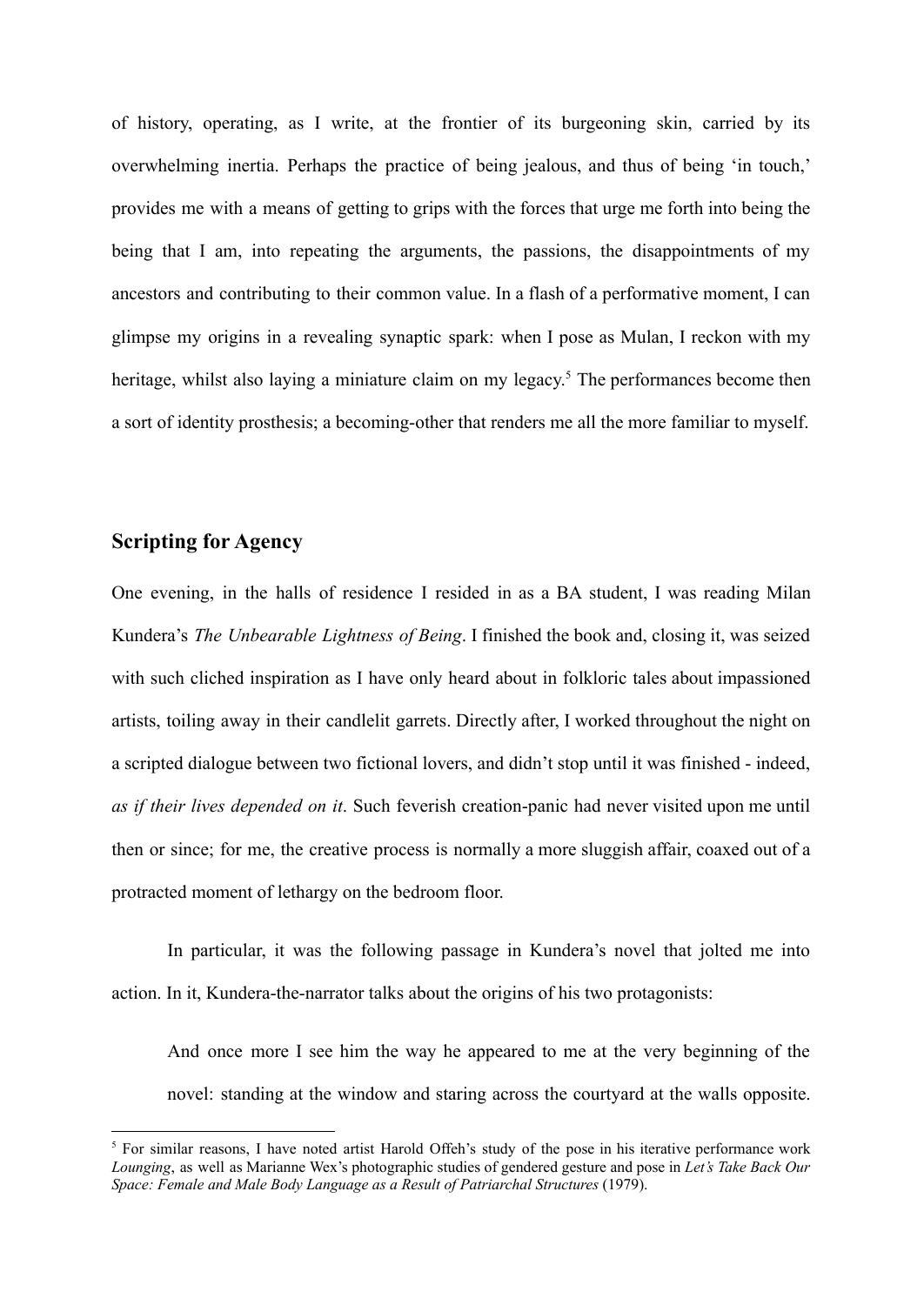of history, operating, as I write, at the frontier of its burgeoning skin, carried by its overwhelming inertia. Perhaps the practice of being jealous, and thus of being 'in touch,' provides me with a means of getting to grips with the forces that urge me forth into being the being that I am, into repeating the arguments, the passions, the disappointments of my ancestors and contributing to their common value. In a flash of a performative moment, I can glimpse my origins in a revealing synaptic spark: when I pose as Mulan, I reckon with my heritage, whilst also laying a miniature claim on my legacy.[5] The performances become then a sort of identity prosthesis; a becoming-other that renders me all the more familiar to myself.

## Scripting for Agency

One evening, in the halls of residence I resided in as a BA student, I was reading Milan Kundera's *The Unbearable Lightness of Being*. I finished the book and, closing it, was seized with such cliched inspiration as I have only heard about in folkloric tales about impassioned artists, toiling away in their candlelit garrets. Directly after, I worked throughout the night on a scripted dialogue between two fictional lovers, and didn't stop until it was finished - indeed, *as if their lives depended on it*. Such feverish creation-panic had never visited upon me until then or since; for me, the creative process is normally a more sluggish affair, coaxed out of a protracted moment of lethargy on the bedroom floor.

In particular, it was the following passage in Kundera's novel that jolted me into action. In it, Kundera-the-narrator talks about the origins of his two protagonists:

> And once more I see him the way he appeared to me at the very beginning of the novel: standing at the window and staring across the courtyard at the walls opposite.

[5] For similar reasons, I have noted artist Harold Offeh's study of the pose in his iterative performance work *Lounging*, as well as Marianne Wex's photographic studies of gendered gesture and pose in *Let's Take Back Our Space: Female and Male Body Language as a Result of Patriarchal Structures* (1979).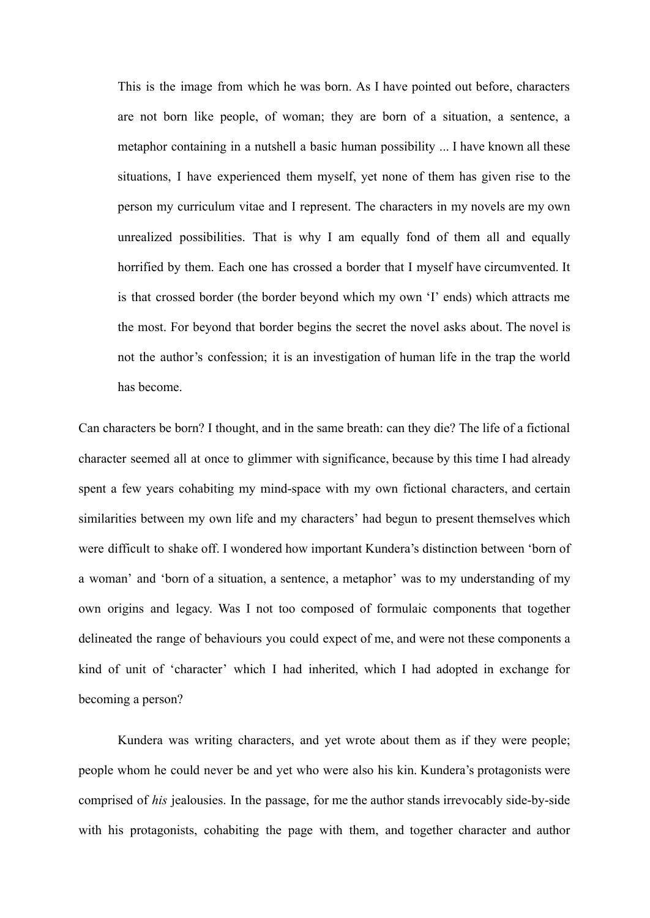> This is the image from which he was born. As I have pointed out before, characters are not born like people, of woman; they are born of a situation, a sentence, a metaphor containing in a nutshell a basic human possibility ... I have known all these situations, I have experienced them myself, yet none of them has given rise to the person my curriculum vitae and I represent. The characters in my novels are my own unrealized possibilities. That is why I am equally fond of them all and equally horrified by them. Each one has crossed a border that I myself have circumvented. It is that crossed border (the border beyond which my own 'I' ends) which attracts me the most. For beyond that border begins the secret the novel asks about. The novel is not the author's confession; it is an investigation of human life in the trap the world has become.

Can characters be born? I thought, and in the same breath: can they die? The life of a fictional character seemed all at once to glimmer with significance, because by this time I had already spent a few years cohabiting my mind-space with my own fictional characters, and certain similarities between my own life and my characters' had begun to present themselves which were difficult to shake off. I wondered how important Kundera's distinction between 'born of a woman' and 'born of a situation, a sentence, a metaphor' was to my understanding of my own origins and legacy. Was I not too composed of formulaic components that together delineated the range of behaviours you could expect of me, and were not these components a kind of unit of 'character' which I had inherited, which I had adopted in exchange for becoming a person?

Kundera was writing characters, and yet wrote about them as if they were people; people whom he could never be and yet who were also his kin. Kundera's protagonists were comprised of *his* jealousies. In the passage, for me the author stands irrevocably side-by-side with his protagonists, cohabiting the page with them, and together character and author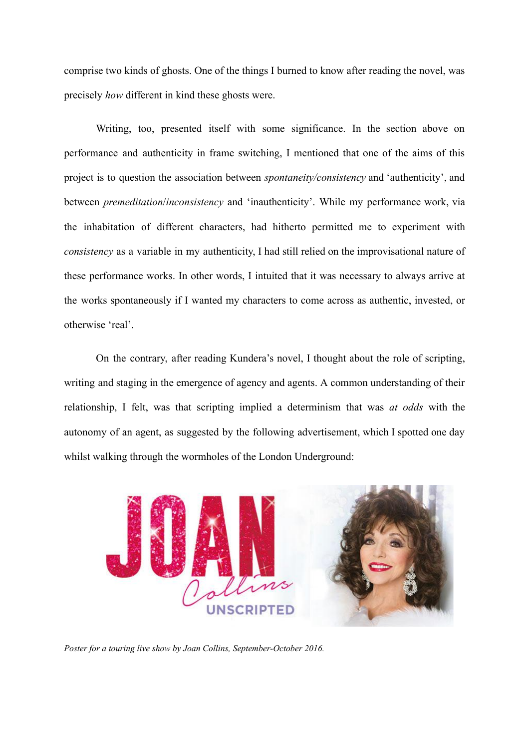comprise two kinds of ghosts. One of the things I burned to know after reading the novel, was precisely *how* different in kind these ghosts were.

Writing, too, presented itself with some significance. In the section above on performance and authenticity in frame switching, I mentioned that one of the aims of this project is to question the association between *spontaneity/consistency* and 'authenticity', and between *premeditation*/*inconsistency* and 'inauthenticity'. While my performance work, via the inhabitation of different characters, had hitherto permitted me to experiment with *consistency* as a variable in my authenticity, I had still relied on the improvisational nature of these performance works. In other words, I intuited that it was necessary to always arrive at the works spontaneously if I wanted my characters to come across as authentic, invested, or otherwise 'real'.

On the contrary, after reading Kundera's novel, I thought about the role of scripting, writing and staging in the emergence of agency and agents. A common understanding of their relationship, I felt, was that scripting implied a determinism that was *at odds* with the autonomy of an agent, as suggested by the following advertisement, which I spotted one day whilst walking through the wormholes of the London Underground:

*Poster for a touring live show by Joan Collins, September-October 2016.*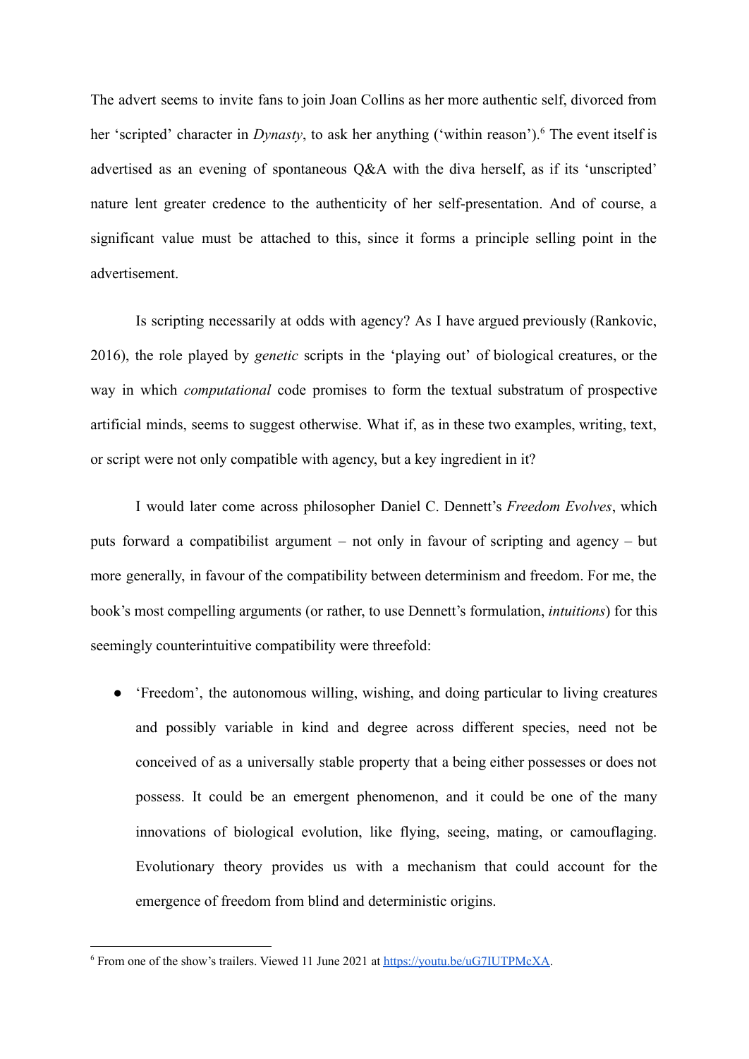The advert seems to invite fans to join Joan Collins as her more authentic self, divorced from her 'scripted' character in *Dynasty*, to ask her anything ('within reason').[6] The event itself is advertised as an evening of spontaneous Q&A with the diva herself, as if its 'unscripted' nature lent greater credence to the authenticity of her self-presentation. And of course, a significant value must be attached to this, since it forms a principle selling point in the advertisement.

Is scripting necessarily at odds with agency? As I have argued previously (Rankovic, 2016), the role played by *genetic* scripts in the 'playing out' of biological creatures, or the way in which *computational* code promises to form the textual substratum of prospective artificial minds, seems to suggest otherwise. What if, as in these two examples, writing, text, or script were not only compatible with agency, but a key ingredient in it?

I would later come across philosopher Daniel C. Dennett's *Freedom Evolves*, which puts forward a compatibilist argument – not only in favour of scripting and agency – but more generally, in favour of the compatibility between determinism and freedom. For me, the book's most compelling arguments (or rather, to use Dennett's formulation, *intuitions*) for this seemingly counterintuitive compatibility were threefold:

- 'Freedom', the autonomous willing, wishing, and doing particular to living creatures and possibly variable in kind and degree across different species, need not be conceived of as a universally stable property that a being either possesses or does not possess. It could be an emergent phenomenon, and it could be one of the many innovations of biological evolution, like flying, seeing, mating, or camouflaging. Evolutionary theory provides us with a mechanism that could account for the emergence of freedom from blind and deterministic origins.

[6] From one of the show's trailers. Viewed 11 June 2021 at https://youtu.be/uG7IUTPMcXA.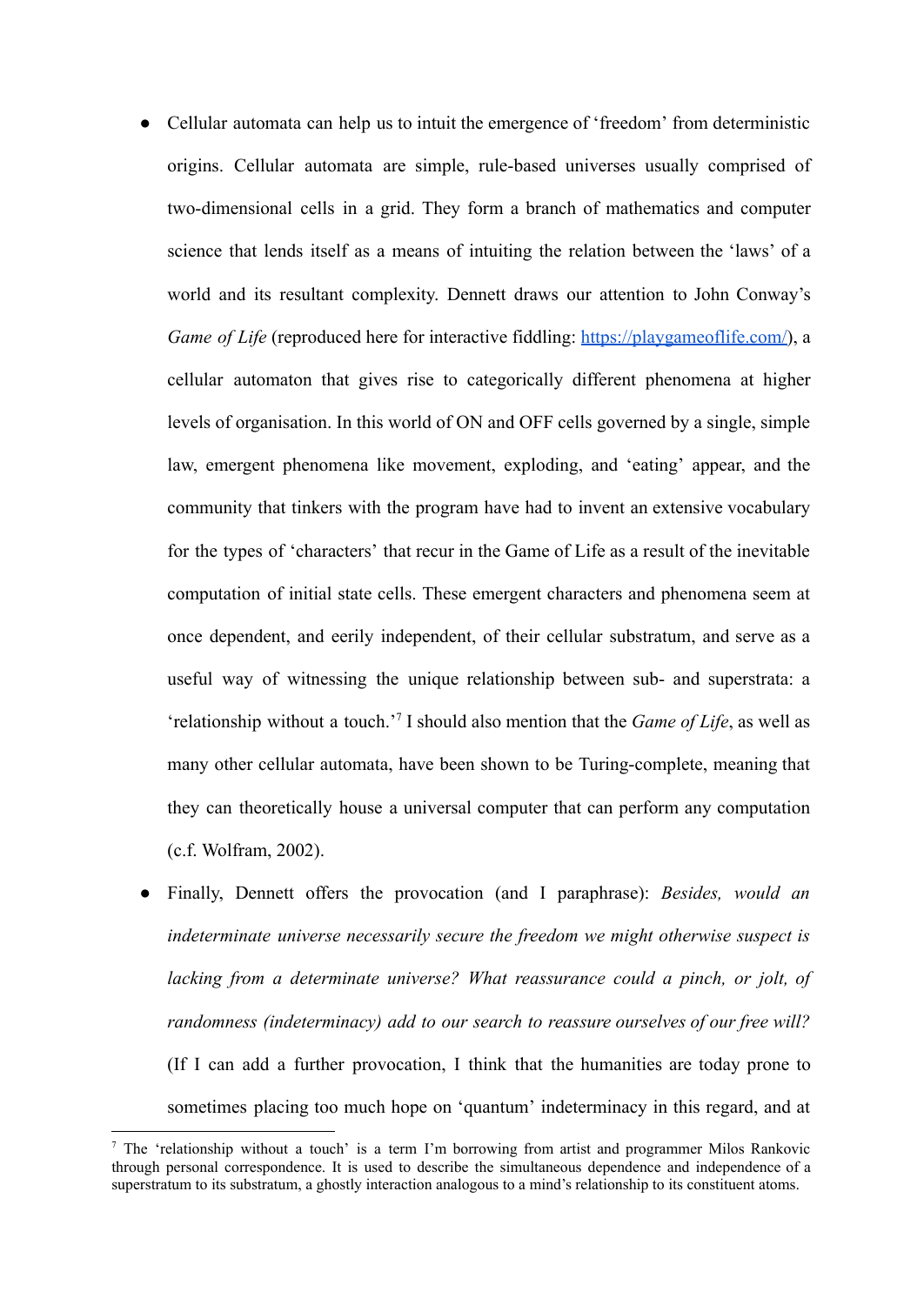- Cellular automata can help us to intuit the emergence of 'freedom' from deterministic origins. Cellular automata are simple, rule-based universes usually comprised of two-dimensional cells in a grid. They form a branch of mathematics and computer science that lends itself as a means of intuiting the relation between the 'laws' of a world and its resultant complexity. Dennett draws our attention to John Conway's *Game of Life* (reproduced here for interactive fiddling: [https://playgameoflife.com/](https://playgameoflife.com/)), a cellular automaton that gives rise to categorically different phenomena at higher levels of organisation. In this world of ON and OFF cells governed by a single, simple law, emergent phenomena like movement, exploding, and 'eating' appear, and the community that tinkers with the program have had to invent an extensive vocabulary for the types of 'characters' that recur in the Game of Life as a result of the inevitable computation of initial state cells. These emergent characters and phenomena seem at once dependent, and eerily independent, of their cellular substratum, and serve as a useful way of witnessing the unique relationship between sub- and superstrata: a 'relationship without a touch.'[7] I should also mention that the *Game of Life*, as well as many other cellular automata, have been shown to be Turing-complete, meaning that they can theoretically house a universal computer that can perform any computation (c.f. Wolfram, 2002).
- Finally, Dennett offers the provocation (and I paraphrase): *Besides, would an indeterminate universe necessarily secure the freedom we might otherwise suspect is lacking from a determinate universe? What reassurance could a pinch, or jolt, of randomness (indeterminacy) add to our search to reassure ourselves of our free will?* (If I can add a further provocation, I think that the humanities are today prone to sometimes placing too much hope on 'quantum' indeterminacy in this regard, and at

[7] The 'relationship without a touch' is a term I'm borrowing from artist and programmer Milos Rankovic through personal correspondence. It is used to describe the simultaneous dependence and independence of a superstratum to its substratum, a ghostly interaction analogous to a mind's relationship to its constituent atoms.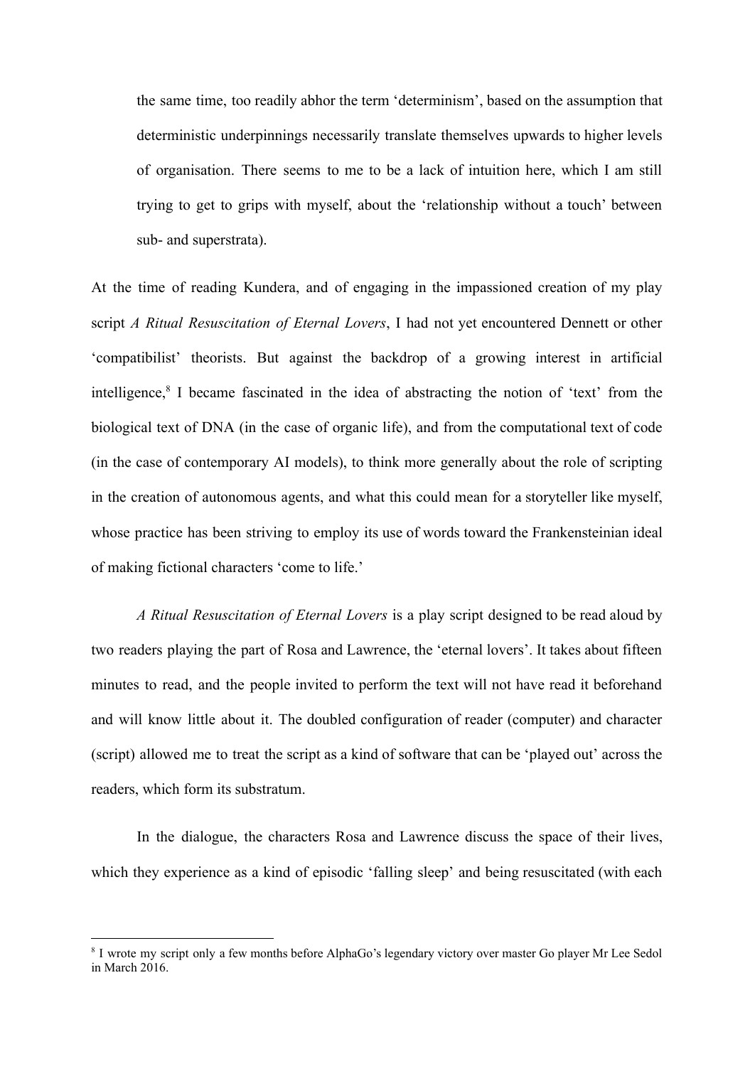the same time, too readily abhor the term 'determinism', based on the assumption that deterministic underpinnings necessarily translate themselves upwards to higher levels of organisation. There seems to me to be a lack of intuition here, which I am still trying to get to grips with myself, about the 'relationship without a touch' between sub- and superstrata).

At the time of reading Kundera, and of engaging in the impassioned creation of my play script *A Ritual Resuscitation of Eternal Lovers*, I had not yet encountered Dennett or other 'compatibilist' theorists. But against the backdrop of a growing interest in artificial intelligence,[8] I became fascinated in the idea of abstracting the notion of 'text' from the biological text of DNA (in the case of organic life), and from the computational text of code (in the case of contemporary AI models), to think more generally about the role of scripting in the creation of autonomous agents, and what this could mean for a storyteller like myself, whose practice has been striving to employ its use of words toward the Frankensteinian ideal of making fictional characters 'come to life.'

*A Ritual Resuscitation of Eternal Lovers* is a play script designed to be read aloud by two readers playing the part of Rosa and Lawrence, the 'eternal lovers'. It takes about fifteen minutes to read, and the people invited to perform the text will not have read it beforehand and will know little about it. The doubled configuration of reader (computer) and character (script) allowed me to treat the script as a kind of software that can be 'played out' across the readers, which form its substratum.

In the dialogue, the characters Rosa and Lawrence discuss the space of their lives, which they experience as a kind of episodic 'falling sleep' and being resuscitated (with each

---

[8] I wrote my script only a few months before AlphaGo's legendary victory over master Go player Mr Lee Sedol in March 2016.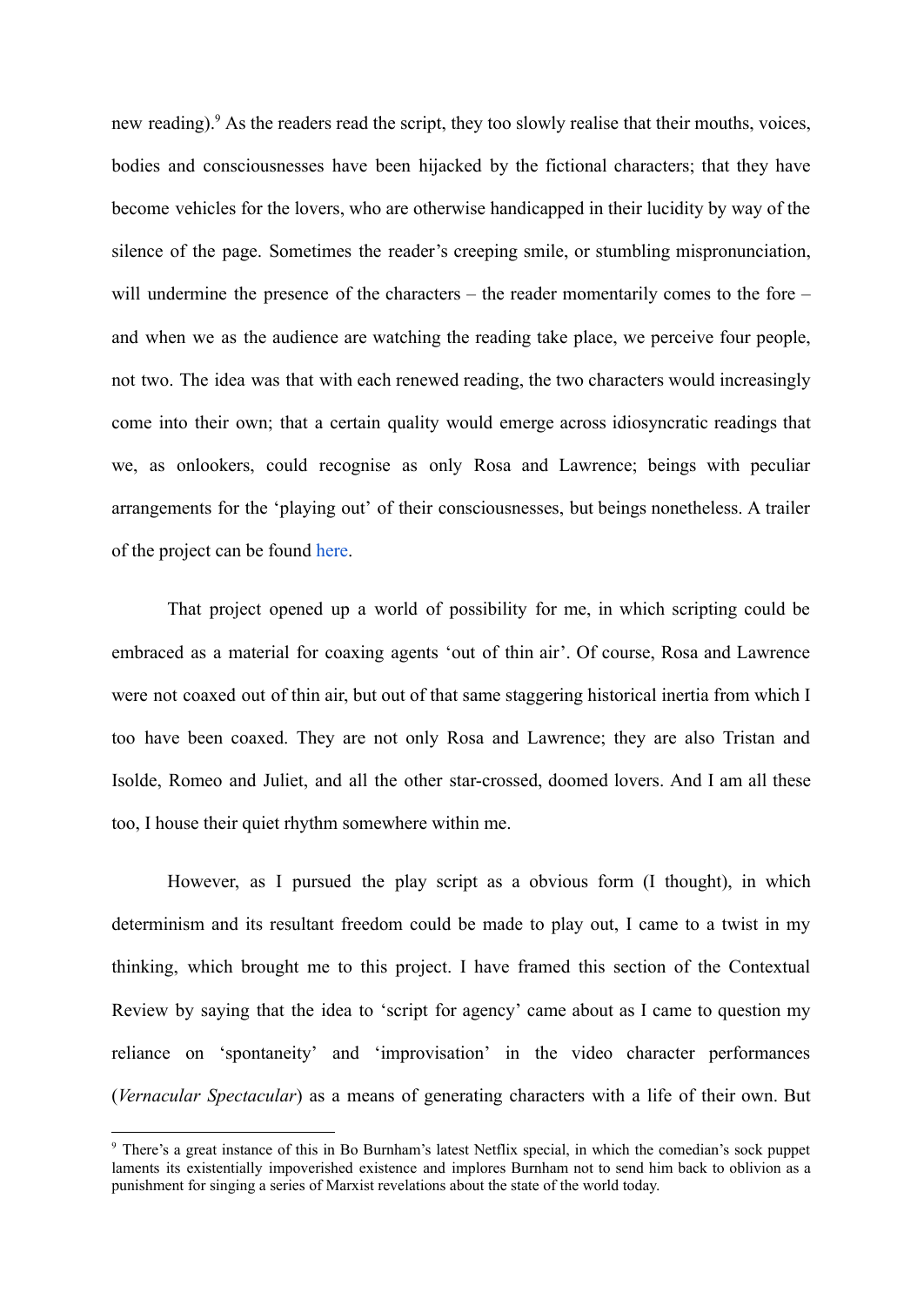new reading).[9] As the readers read the script, they too slowly realise that their mouths, voices, bodies and consciousnesses have been hijacked by the fictional characters; that they have become vehicles for the lovers, who are otherwise handicapped in their lucidity by way of the silence of the page. Sometimes the reader's creeping smile, or stumbling mispronunciation, will undermine the presence of the characters – the reader momentarily comes to the fore – and when we as the audience are watching the reading take place, we perceive four people, not two. The idea was that with each renewed reading, the two characters would increasingly come into their own; that a certain quality would emerge across idiosyncratic readings that we, as onlookers, could recognise as only Rosa and Lawrence; beings with peculiar arrangements for the 'playing out' of their consciousnesses, but beings nonetheless. A trailer of the project can be found here.

That project opened up a world of possibility for me, in which scripting could be embraced as a material for coaxing agents 'out of thin air'. Of course, Rosa and Lawrence were not coaxed out of thin air, but out of that same staggering historical inertia from which I too have been coaxed. They are not only Rosa and Lawrence; they are also Tristan and Isolde, Romeo and Juliet, and all the other star-crossed, doomed lovers. And I am all these too, I house their quiet rhythm somewhere within me.

However, as I pursued the play script as a obvious form (I thought), in which determinism and its resultant freedom could be made to play out, I came to a twist in my thinking, which brought me to this project. I have framed this section of the Contextual Review by saying that the idea to 'script for agency' came about as I came to question my reliance on 'spontaneity' and 'improvisation' in the video character performances (*Vernacular Spectacular*) as a means of generating characters with a life of their own. But

---

[9] There's a great instance of this in Bo Burnham's latest Netflix special, in which the comedian's sock puppet laments its existentially impoverished existence and implores Burnham not to send him back to oblivion as a punishment for singing a series of Marxist revelations about the state of the world today.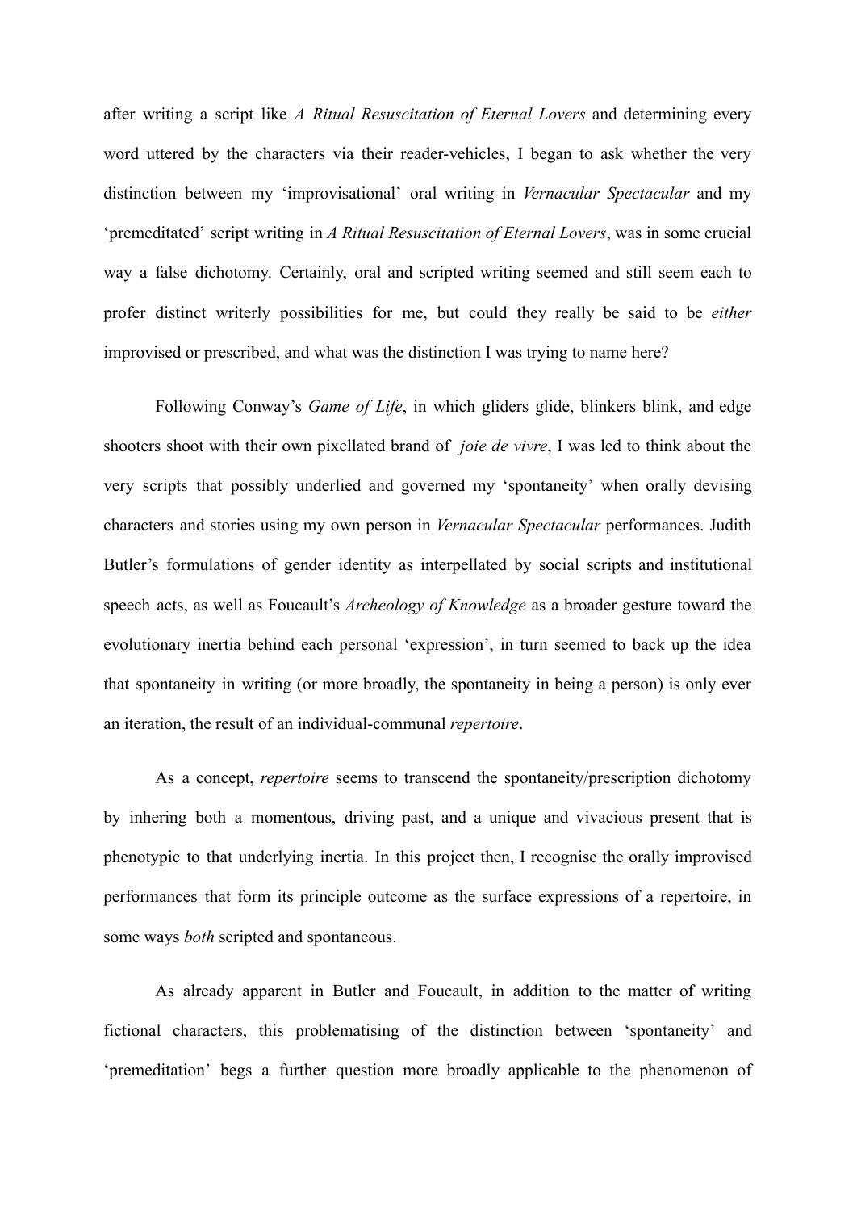after writing a script like *A Ritual Resuscitation of Eternal Lovers* and determining every word uttered by the characters via their reader-vehicles, I began to ask whether the very distinction between my 'improvisational' oral writing in *Vernacular Spectacular* and my 'premeditated' script writing in *A Ritual Resuscitation of Eternal Lovers*, was in some crucial way a false dichotomy. Certainly, oral and scripted writing seemed and still seem each to profer distinct writerly possibilities for me, but could they really be said to be *either* improvised or prescribed, and what was the distinction I was trying to name here?

Following Conway's *Game of Life*, in which gliders glide, blinkers blink, and edge shooters shoot with their own pixellated brand of *joie de vivre*, I was led to think about the very scripts that possibly underlied and governed my 'spontaneity' when orally devising characters and stories using my own person in *Vernacular Spectacular* performances. Judith Butler's formulations of gender identity as interpellated by social scripts and institutional speech acts, as well as Foucault's *Archeology of Knowledge* as a broader gesture toward the evolutionary inertia behind each personal 'expression', in turn seemed to back up the idea that spontaneity in writing (or more broadly, the spontaneity in being a person) is only ever an iteration, the result of an individual-communal *repertoire*.

As a concept, *repertoire* seems to transcend the spontaneity/prescription dichotomy by inhering both a momentous, driving past, and a unique and vivacious present that is phenotypic to that underlying inertia. In this project then, I recognise the orally improvised performances that form its principle outcome as the surface expressions of a repertoire, in some ways *both* scripted and spontaneous.

As already apparent in Butler and Foucault, in addition to the matter of writing fictional characters, this problematising of the distinction between 'spontaneity' and 'premeditation' begs a further question more broadly applicable to the phenomenon of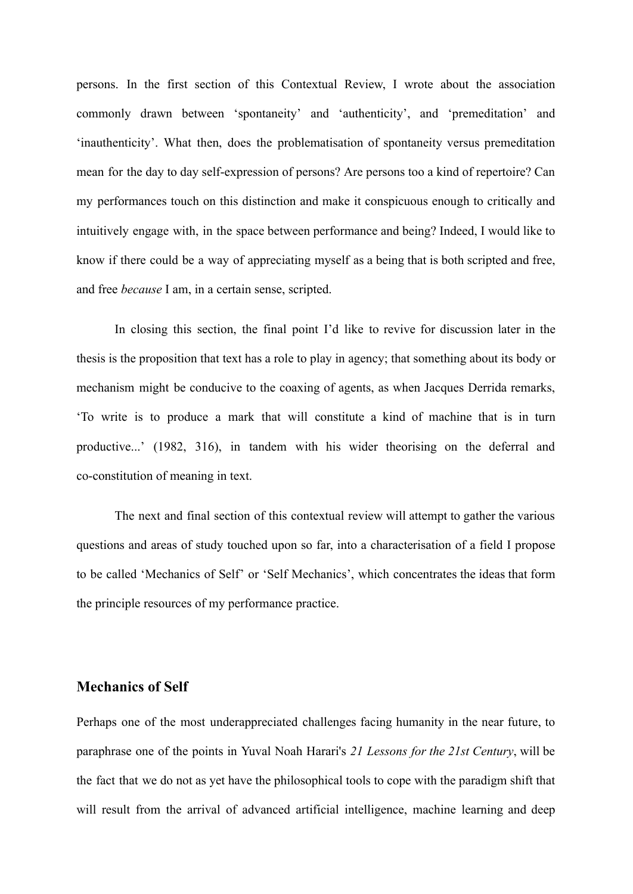persons. In the first section of this Contextual Review, I wrote about the association commonly drawn between 'spontaneity' and 'authenticity', and 'premeditation' and 'inauthenticity'. What then, does the problematisation of spontaneity versus premeditation mean for the day to day self-expression of persons? Are persons too a kind of repertoire? Can my performances touch on this distinction and make it conspicuous enough to critically and intuitively engage with, in the space between performance and being? Indeed, I would like to know if there could be a way of appreciating myself as a being that is both scripted and free, and free *because* I am, in a certain sense, scripted.

In closing this section, the final point I'd like to revive for discussion later in the thesis is the proposition that text has a role to play in agency; that something about its body or mechanism might be conducive to the coaxing of agents, as when Jacques Derrida remarks, 'To write is to produce a mark that will constitute a kind of machine that is in turn productive...' (1982, 316), in tandem with his wider theorising on the deferral and co-constitution of meaning in text.

The next and final section of this contextual review will attempt to gather the various questions and areas of study touched upon so far, into a characterisation of a field I propose to be called 'Mechanics of Self' or 'Self Mechanics', which concentrates the ideas that form the principle resources of my performance practice.

## Mechanics of Self

Perhaps one of the most underappreciated challenges facing humanity in the near future, to paraphrase one of the points in Yuval Noah Harari's *21 Lessons for the 21st Century*, will be the fact that we do not as yet have the philosophical tools to cope with the paradigm shift that will result from the arrival of advanced artificial intelligence, machine learning and deep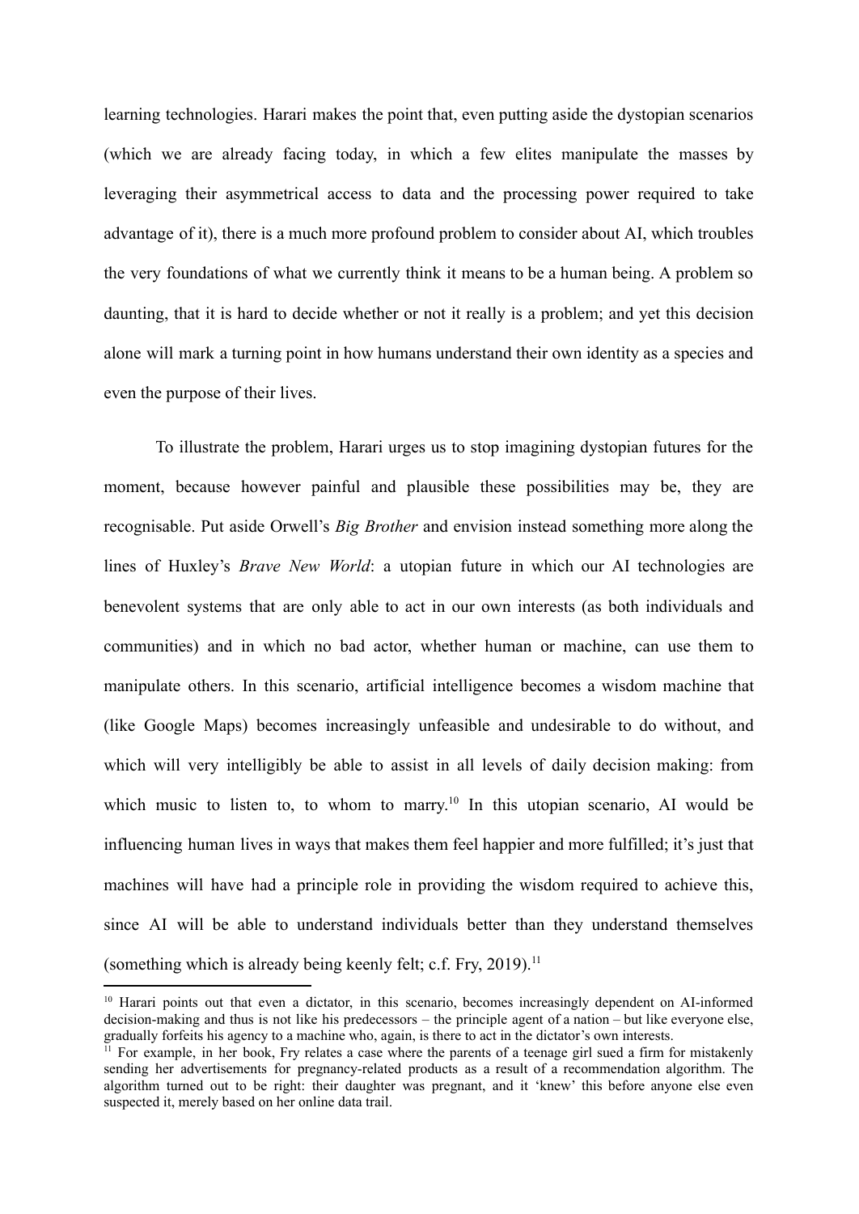learning technologies. Harari makes the point that, even putting aside the dystopian scenarios (which we are already facing today, in which a few elites manipulate the masses by leveraging their asymmetrical access to data and the processing power required to take advantage of it), there is a much more profound problem to consider about AI, which troubles the very foundations of what we currently think it means to be a human being. A problem so daunting, that it is hard to decide whether or not it really is a problem; and yet this decision alone will mark a turning point in how humans understand their own identity as a species and even the purpose of their lives.

To illustrate the problem, Harari urges us to stop imagining dystopian futures for the moment, because however painful and plausible these possibilities may be, they are recognisable. Put aside Orwell's *Big Brother* and envision instead something more along the lines of Huxley's *Brave New World*: a utopian future in which our AI technologies are benevolent systems that are only able to act in our own interests (as both individuals and communities) and in which no bad actor, whether human or machine, can use them to manipulate others. In this scenario, artificial intelligence becomes a wisdom machine that (like Google Maps) becomes increasingly unfeasible and undesirable to do without, and which will very intelligibly be able to assist in all levels of daily decision making: from which music to listen to, to whom to marry.[10] In this utopian scenario, AI would be influencing human lives in ways that makes them feel happier and more fulfilled; it's just that machines will have had a principle role in providing the wisdom required to achieve this, since AI will be able to understand individuals better than they understand themselves (something which is already being keenly felt; c.f. Fry, 2019).[11]

---

[10] Harari points out that even a dictator, in this scenario, becomes increasingly dependent on AI-informed decision-making and thus is not like his predecessors – the principle agent of a nation – but like everyone else, gradually forfeits his agency to a machine who, again, is there to act in the dictator's own interests.

[11] For example, in her book, Fry relates a case where the parents of a teenage girl sued a firm for mistakenly sending her advertisements for pregnancy-related products as a result of a recommendation algorithm. The algorithm turned out to be right: their daughter was pregnant, and it 'knew' this before anyone else even suspected it, merely based on her online data trail.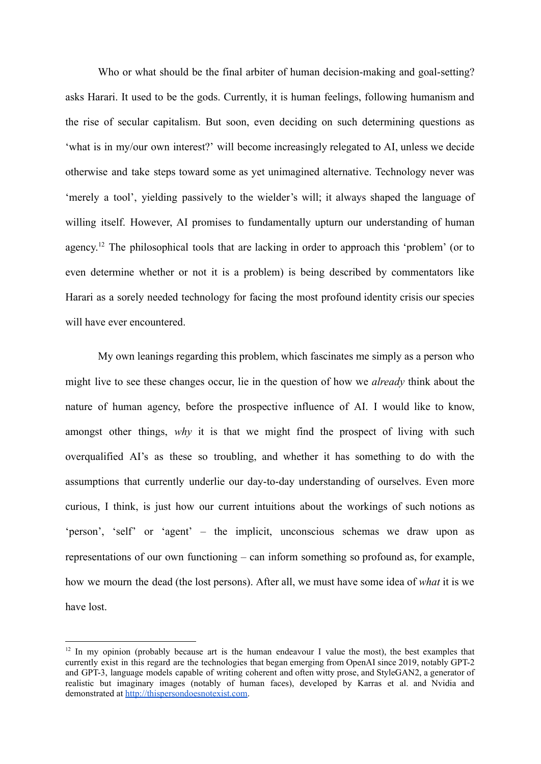Who or what should be the final arbiter of human decision-making and goal-setting? asks Harari. It used to be the gods. Currently, it is human feelings, following humanism and the rise of secular capitalism. But soon, even deciding on such determining questions as 'what is in my/our own interest?' will become increasingly relegated to AI, unless we decide otherwise and take steps toward some as yet unimagined alternative. Technology never was 'merely a tool', yielding passively to the wielder's will; it always shaped the language of willing itself. However, AI promises to fundamentally upturn our understanding of human agency.[12] The philosophical tools that are lacking in order to approach this 'problem' (or to even determine whether or not it is a problem) is being described by commentators like Harari as a sorely needed technology for facing the most profound identity crisis our species will have ever encountered.

My own leanings regarding this problem, which fascinates me simply as a person who might live to see these changes occur, lie in the question of how we *already* think about the nature of human agency, before the prospective influence of AI. I would like to know, amongst other things, *why* it is that we might find the prospect of living with such overqualified AI's as these so troubling, and whether it has something to do with the assumptions that currently underlie our day-to-day understanding of ourselves. Even more curious, I think, is just how our current intuitions about the workings of such notions as 'person', 'self' or 'agent' – the implicit, unconscious schemas we draw upon as representations of our own functioning – can inform something so profound as, for example, how we mourn the dead (the lost persons). After all, we must have some idea of *what* it is we have lost.

[12] In my opinion (probably because art is the human endeavour I value the most), the best examples that currently exist in this regard are the technologies that began emerging from OpenAI since 2019, notably GPT-2 and GPT-3, language models capable of writing coherent and often witty prose, and StyleGAN2, a generator of realistic but imaginary images (notably of human faces), developed by Karras et al. and Nvidia and demonstrated at [http://thispersondoesnotexist.com](http://thispersondoesnotexist.com).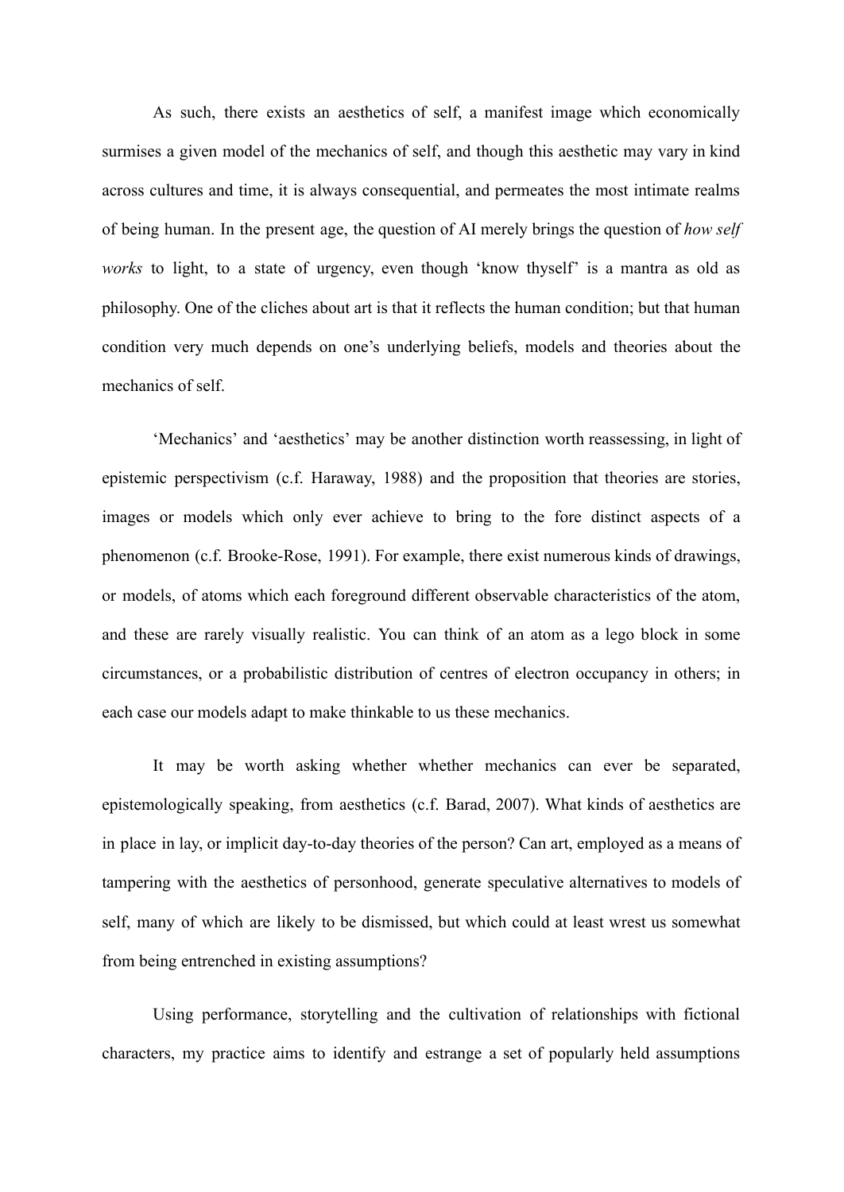As such, there exists an aesthetics of self, a manifest image which economically surmises a given model of the mechanics of self, and though this aesthetic may vary in kind across cultures and time, it is always consequential, and permeates the most intimate realms of being human. In the present age, the question of AI merely brings the question of *how self works* to light, to a state of urgency, even though 'know thyself' is a mantra as old as philosophy. One of the cliches about art is that it reflects the human condition; but that human condition very much depends on one's underlying beliefs, models and theories about the mechanics of self.

'Mechanics' and 'aesthetics' may be another distinction worth reassessing, in light of epistemic perspectivism (c.f. Haraway, 1988) and the proposition that theories are stories, images or models which only ever achieve to bring to the fore distinct aspects of a phenomenon (c.f. Brooke-Rose, 1991). For example, there exist numerous kinds of drawings, or models, of atoms which each foreground different observable characteristics of the atom, and these are rarely visually realistic. You can think of an atom as a lego block in some circumstances, or a probabilistic distribution of centres of electron occupancy in others; in each case our models adapt to make thinkable to us these mechanics.

It may be worth asking whether whether mechanics can ever be separated, epistemologically speaking, from aesthetics (c.f. Barad, 2007). What kinds of aesthetics are in place in lay, or implicit day-to-day theories of the person? Can art, employed as a means of tampering with the aesthetics of personhood, generate speculative alternatives to models of self, many of which are likely to be dismissed, but which could at least wrest us somewhat from being entrenched in existing assumptions?

Using performance, storytelling and the cultivation of relationships with fictional characters, my practice aims to identify and estrange a set of popularly held assumptions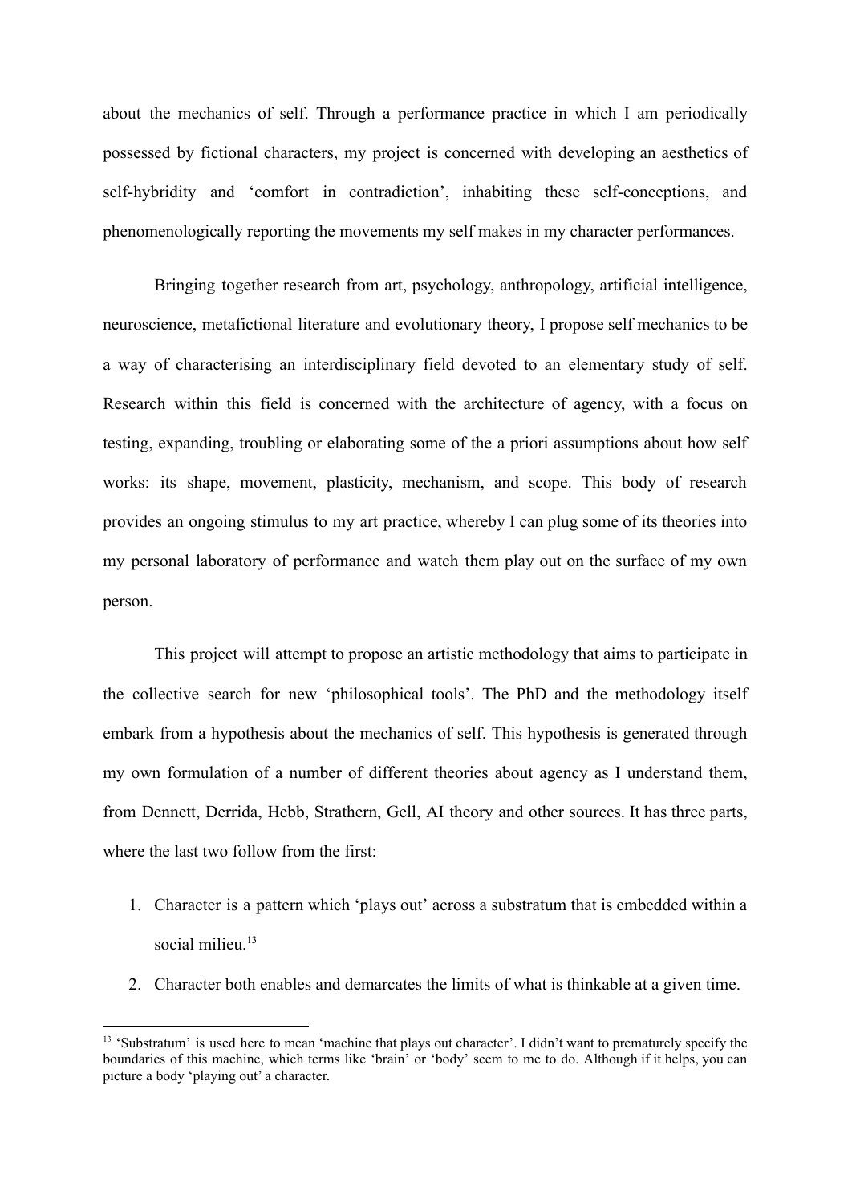about the mechanics of self. Through a performance practice in which I am periodically possessed by fictional characters, my project is concerned with developing an aesthetics of self-hybridity and 'comfort in contradiction', inhabiting these self-conceptions, and phenomenologically reporting the movements my self makes in my character performances.

Bringing together research from art, psychology, anthropology, artificial intelligence, neuroscience, metafictional literature and evolutionary theory, I propose self mechanics to be a way of characterising an interdisciplinary field devoted to an elementary study of self. Research within this field is concerned with the architecture of agency, with a focus on testing, expanding, troubling or elaborating some of the a priori assumptions about how self works: its shape, movement, plasticity, mechanism, and scope. This body of research provides an ongoing stimulus to my art practice, whereby I can plug some of its theories into my personal laboratory of performance and watch them play out on the surface of my own person.

This project will attempt to propose an artistic methodology that aims to participate in the collective search for new 'philosophical tools'. The PhD and the methodology itself embark from a hypothesis about the mechanics of self. This hypothesis is generated through my own formulation of a number of different theories about agency as I understand them, from Dennett, Derrida, Hebb, Strathern, Gell, AI theory and other sources. It has three parts, where the last two follow from the first:

1. Character is a pattern which 'plays out' across a substratum that is embedded within a social milieu.[13]
2. Character both enables and demarcates the limits of what is thinkable at a given time.

---

[13] 'Substratum' is used here to mean 'machine that plays out character'. I didn't want to prematurely specify the boundaries of this machine, which terms like 'brain' or 'body' seem to me to do. Although if it helps, you can picture a body 'playing out' a character.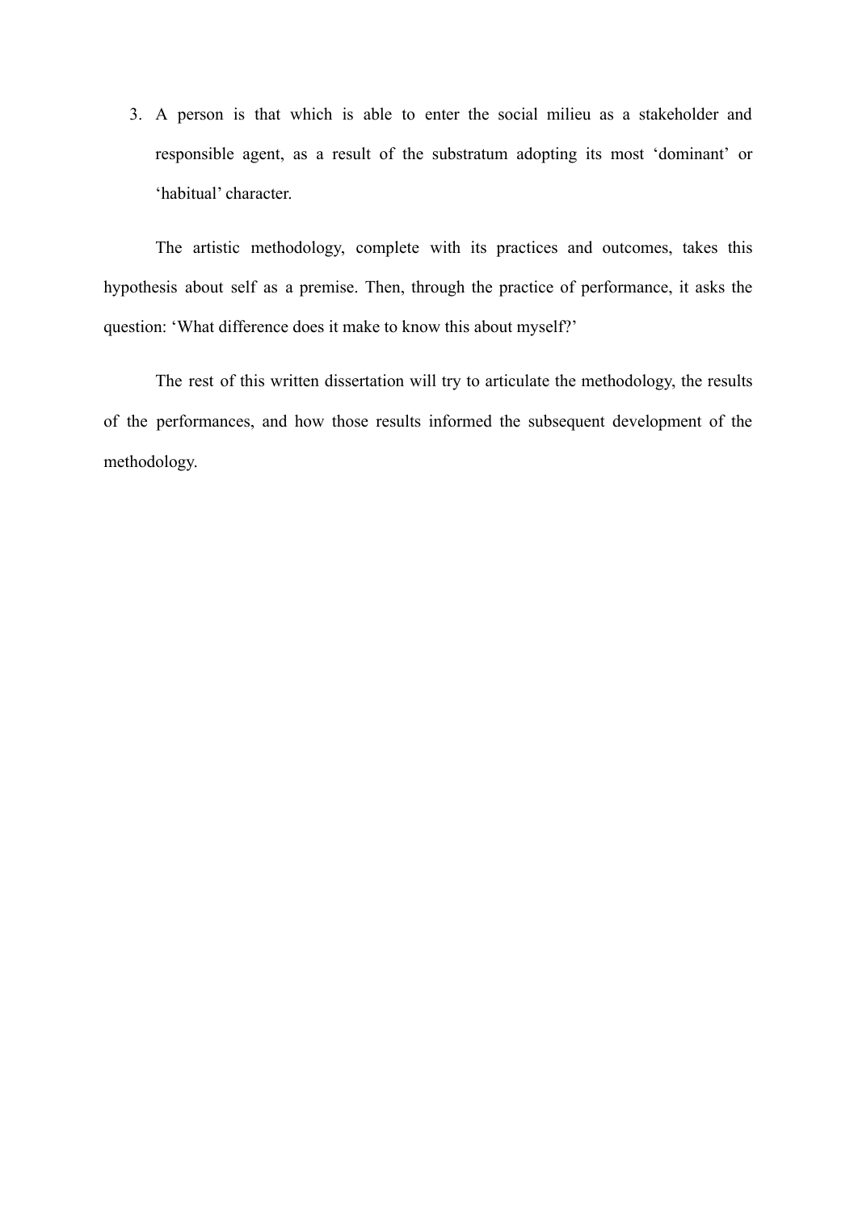3. A person is that which is able to enter the social milieu as a stakeholder and responsible agent, as a result of the substratum adopting its most 'dominant' or 'habitual' character.

The artistic methodology, complete with its practices and outcomes, takes this hypothesis about self as a premise. Then, through the practice of performance, it asks the question: 'What difference does it make to know this about myself?'

The rest of this written dissertation will try to articulate the methodology, the results of the performances, and how those results informed the subsequent development of the methodology.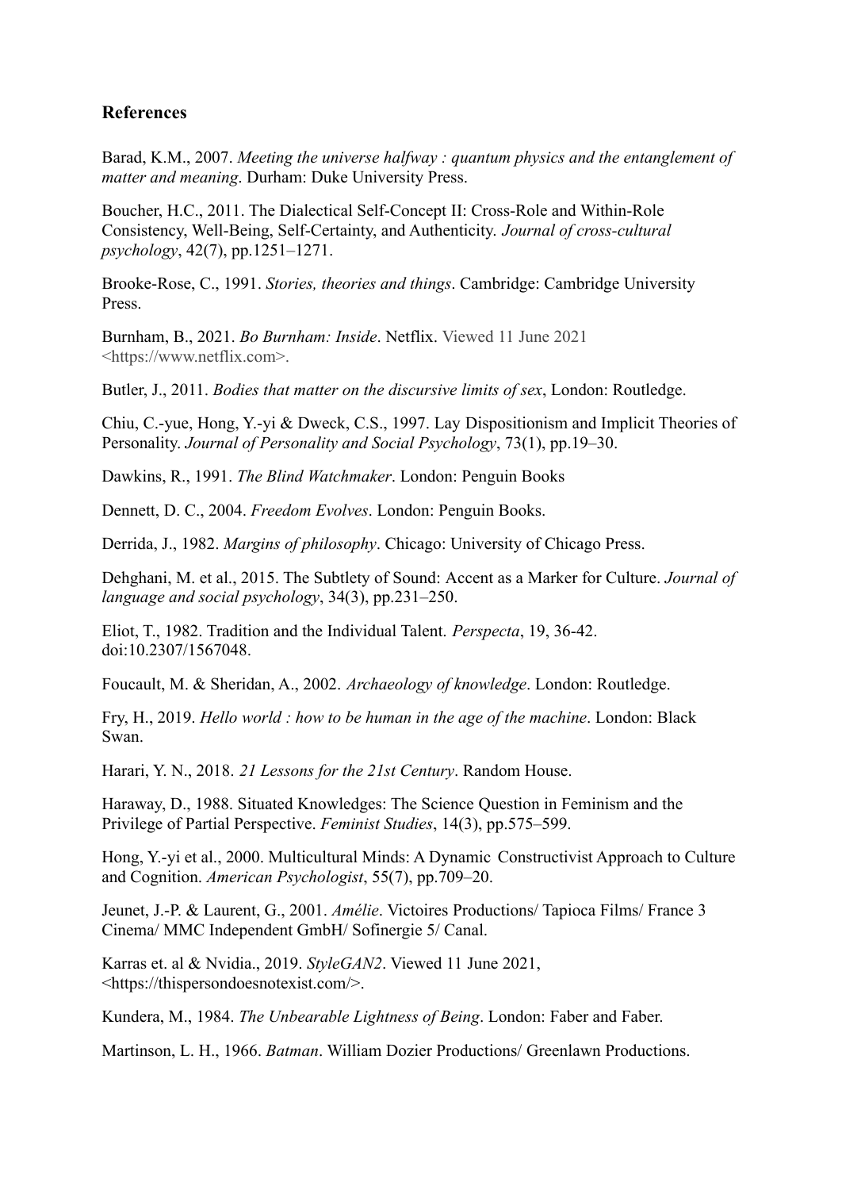## References

Barad, K.M., 2007. *Meeting the universe halfway : quantum physics and the entanglement of matter and meaning*. Durham: Duke University Press.

Boucher, H.C., 2011. The Dialectical Self-Concept II: Cross-Role and Within-Role Consistency, Well-Being, Self-Certainty, and Authenticity. *Journal of cross-cultural psychology*, 42(7), pp.1251–1271.

Brooke-Rose, C., 1991. *Stories, theories and things*. Cambridge: Cambridge University Press.

Burnham, B., 2021. *Bo Burnham: Inside*. Netflix. Viewed 11 June 2021 <https://www.netflix.com>.

Butler, J., 2011. *Bodies that matter on the discursive limits of sex*, London: Routledge.

Chiu, C.-yue, Hong, Y.-yi & Dweck, C.S., 1997. Lay Dispositionism and Implicit Theories of Personality. *Journal of Personality and Social Psychology*, 73(1), pp.19–30.

Dawkins, R., 1991. *The Blind Watchmaker*. London: Penguin Books

Dennett, D. C., 2004. *Freedom Evolves*. London: Penguin Books.

Derrida, J., 1982. *Margins of philosophy*. Chicago: University of Chicago Press.

Dehghani, M. et al., 2015. The Subtlety of Sound: Accent as a Marker for Culture. *Journal of language and social psychology*, 34(3), pp.231–250.

Eliot, T., 1982. Tradition and the Individual Talent. *Perspecta*, 19, 36-42. doi:10.2307/1567048.

Foucault, M. & Sheridan, A., 2002. *Archaeology of knowledge*. London: Routledge.

Fry, H., 2019. *Hello world : how to be human in the age of the machine*. London: Black Swan.

Harari, Y. N., 2018. *21 Lessons for the 21st Century*. Random House.

Haraway, D., 1988. Situated Knowledges: The Science Question in Feminism and the Privilege of Partial Perspective. *Feminist Studies*, 14(3), pp.575–599.

Hong, Y.-yi et al., 2000. Multicultural Minds: A Dynamic Constructivist Approach to Culture and Cognition. *American Psychologist*, 55(7), pp.709–20.

Jeunet, J.-P. & Laurent, G., 2001. *Amélie*. Victoires Productions/ Tapioca Films/ France 3 Cinema/ MMC Independent GmbH/ Sofinergie 5/ Canal.

Karras et. al & Nvidia., 2019. *StyleGAN2*. Viewed 11 June 2021, <https://thispersondoesnotexist.com/>.

Kundera, M., 1984. *The Unbearable Lightness of Being*. London: Faber and Faber.

Martinson, L. H., 1966. *Batman*. William Dozier Productions/ Greenlawn Productions.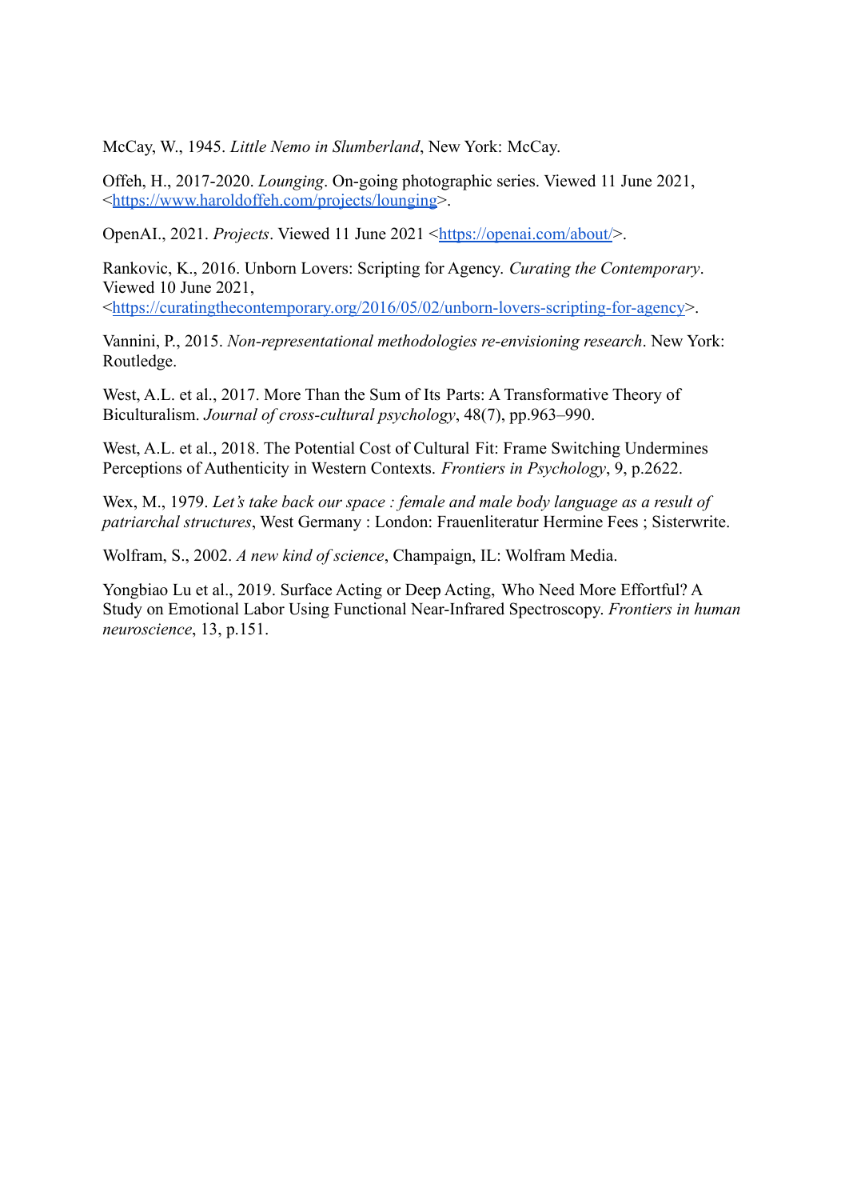McCay, W., 1945. *Little Nemo in Slumberland*, New York: McCay.

Offeh, H., 2017-2020. *Lounging*. On-going photographic series. Viewed 11 June 2021, <https://www.haroldoffeh.com/projects/lounging>.

OpenAI., 2021. *Projects*. Viewed 11 June 2021 <https://openai.com/about/>.

Rankovic, K., 2016. Unborn Lovers: Scripting for Agency. *Curating the Contemporary*. Viewed 10 June 2021, <https://curatingthecontemporary.org/2016/05/02/unborn-lovers-scripting-for-agency>.

Vannini, P., 2015. *Non-representational methodologies re-envisioning research*. New York: Routledge.

West, A.L. et al., 2017. More Than the Sum of Its Parts: A Transformative Theory of Biculturalism. *Journal of cross-cultural psychology*, 48(7), pp.963–990.

West, A.L. et al., 2018. The Potential Cost of Cultural Fit: Frame Switching Undermines Perceptions of Authenticity in Western Contexts. *Frontiers in Psychology*, 9, p.2622.

Wex, M., 1979. *Let's take back our space : female and male body language as a result of patriarchal structures*, West Germany : London: Frauenliteratur Hermine Fees ; Sisterwrite.

Wolfram, S., 2002. *A new kind of science*, Champaign, IL: Wolfram Media.

Yongbiao Lu et al., 2019. Surface Acting or Deep Acting, Who Need More Effortful? A Study on Emotional Labor Using Functional Near-Infrared Spectroscopy. *Frontiers in human neuroscience*, 13, p.151.